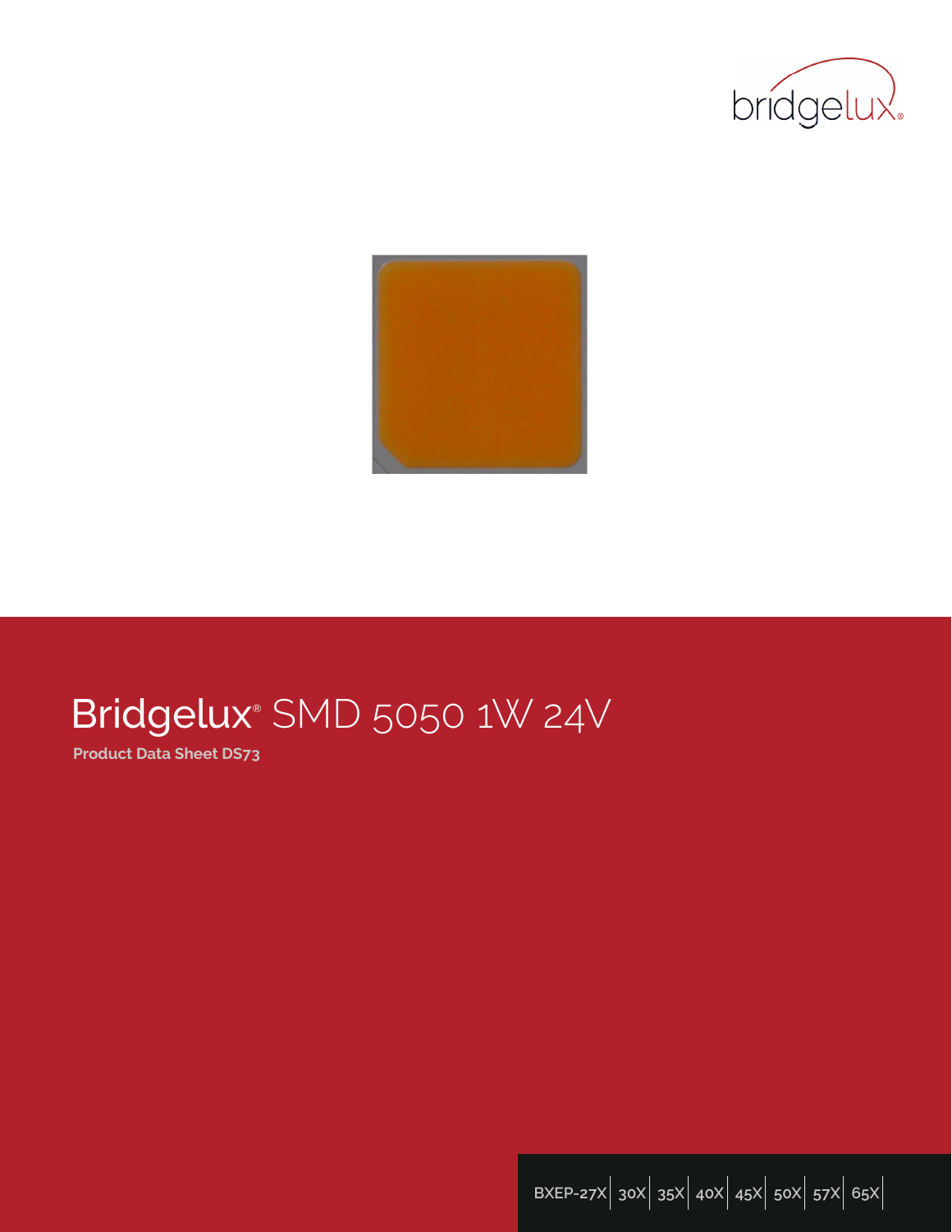bridgelux

# Bridgelux® SMD 5050 1W 24V

**Product Data Sheet DS73**

BXEP-27X | 30X | 35X | 40X | 45X | 50X | 57X | 65X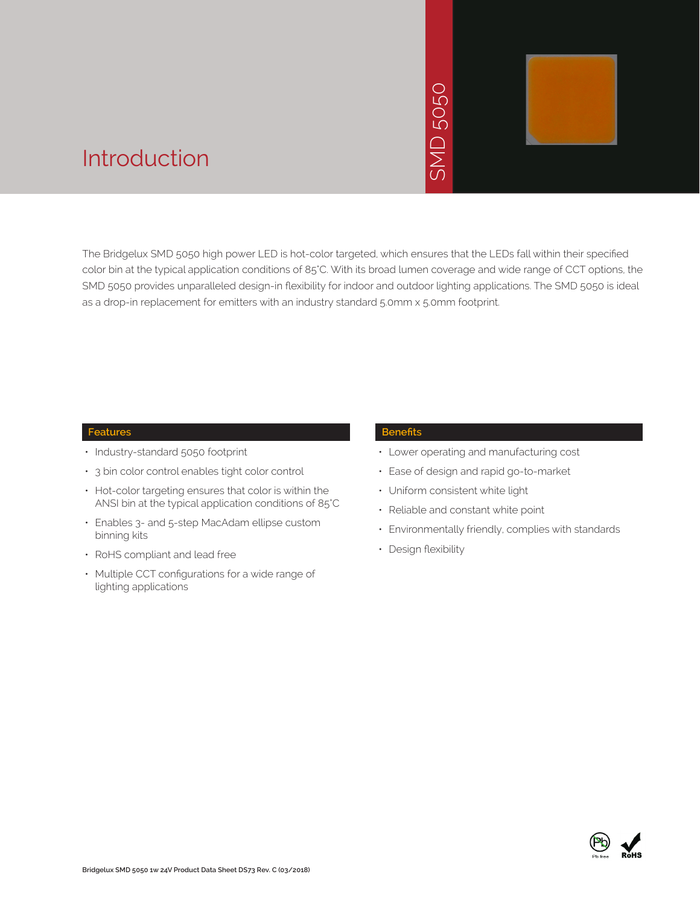# Introduction

SMD 5050

The Bridgelux SMD 5050 high power LED is hot-color targeted, which ensures that the LEDs fall within their specified color bin at the typical application conditions of 85°C. With its broad lumen coverage and wide range of CCT options, the SMD 5050 provides unparalleled design-in flexibility for indoor and outdoor lighting applications. The SMD 5050 is ideal as a drop-in replacement for emitters with an industry standard 5.0mm x 5.0mm footprint.

## Features

- Industry-standard 5050 footprint
- 3 bin color control enables tight color control
- Hot-color targeting ensures that color is within the ANSI bin at the typical application conditions of 85°C
- Enables 3- and 5-step MacAdam ellipse custom binning kits
- RoHS compliant and lead free
- Multiple CCT configurations for a wide range of lighting applications

## Benefits

- Lower operating and manufacturing cost
- Ease of design and rapid go-to-market
- Uniform consistent white light
- Reliable and constant white point
- Environmentally friendly, complies with standards
- Design flexibility

Pb free RoHS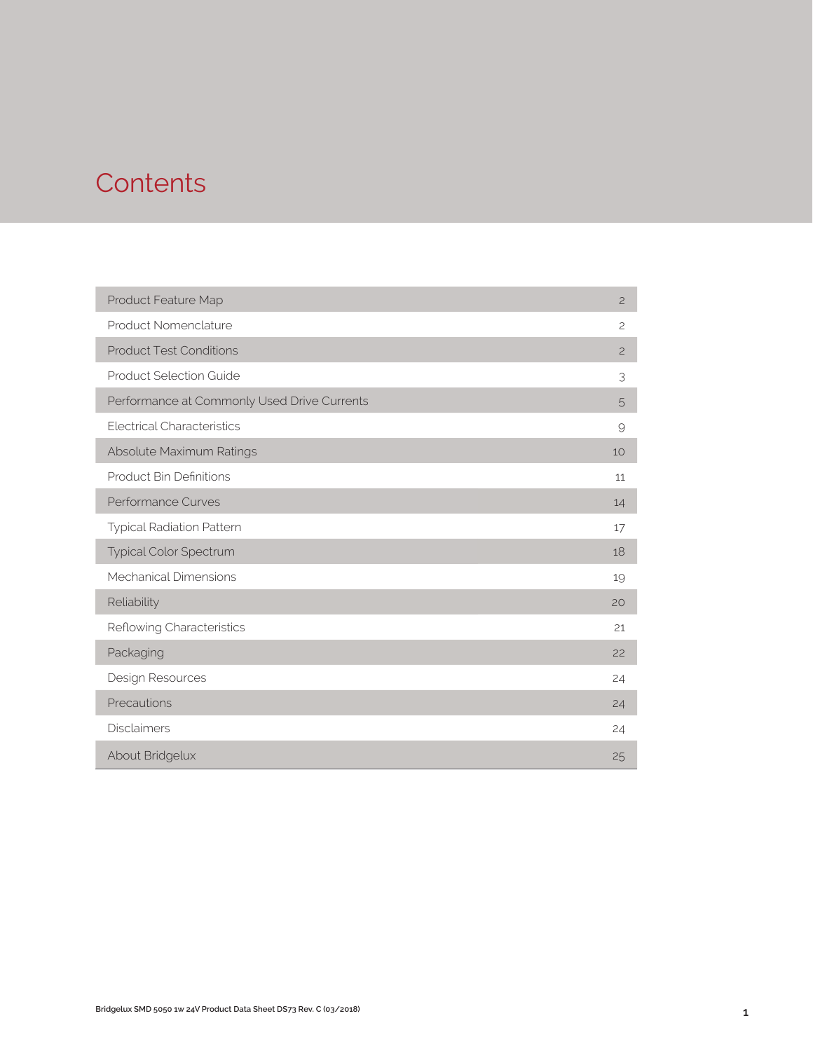# Contents

| | |
|---|---|
| Product Feature Map | 2 |
| Product Nomenclature | 2 |
| Product Test Conditions | 2 |
| Product Selection Guide | 3 |
| Performance at Commonly Used Drive Currents | 5 |
| Electrical Characteristics | 9 |
| Absolute Maximum Ratings | 10 |
| Product Bin Definitions | 11 |
| Performance Curves | 14 |
| Typical Radiation Pattern | 17 |
| Typical Color Spectrum | 18 |
| Mechanical Dimensions | 19 |
| Reliability | 20 |
| Reflowing Characteristics | 21 |
| Packaging | 22 |
| Design Resources | 24 |
| Precautions | 24 |
| Disclaimers | 24 |
| About Bridgelux | 25 |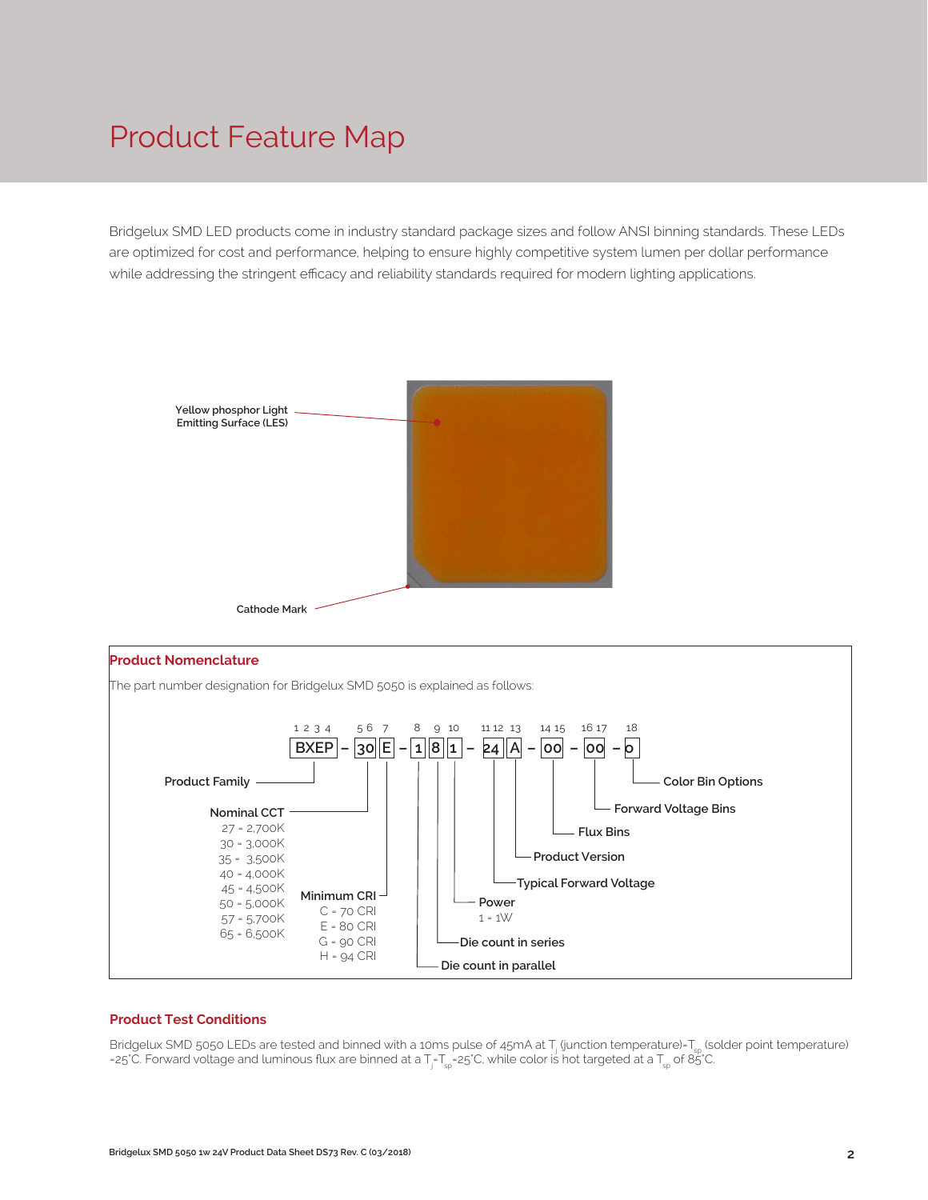# Product Feature Map

Bridgelux SMD LED products come in industry standard package sizes and follow ANSI binning standards. These LEDs are optimized for cost and performance, helping to ensure highly competitive system lumen per dollar performance while addressing the stringent efficacy and reliability standards required for modern lighting applications.

Yellow phosphor Light Emitting Surface (LES)

Cathode Mark

## Product Nomenclature

The part number designation for Bridgelux SMD 5050 is explained as follows:

| 1 2 3 4 | | 5 6 | 7 | | 8 | 9 | 10 | | 11 12 | 13 | | 14 15 | | 16 17 | | 18 |
|---|---|---|---|---|---|---|---|---|---|---|---|---|---|---|---|---|
| BXEP | – | 30 | E | – | 1 | 8 | 1 | – | 24 | A | – | 00 | – | 00 | – | 0 |

- BXEP: Product Family
- 30: Nominal CCT
  - 27 = 2,700K
  - 30 = 3,000K
  - 35 = 3,500K
  - 40 = 4,000K
  - 45 = 4,500K
  - 50 = 5,000K
  - 57 = 5,700K
  - 65 = 6,500K
- E: Minimum CRI
  - C = 70 CRI
  - E = 80 CRI
  - G = 90 CRI
  - H = 94 CRI
- 1 (position 8): Die count in parallel
- 8 (position 9): Die count in series
- 1 (position 10): Power
  - 1 = 1W
- 24: Typical Forward Voltage
- A: Product Version
- 00 (positions 14–15): Flux Bins
- 00 (positions 16–17): Forward Voltage Bins
- 0 (position 18): Color Bin Options

## Product Test Conditions

Bridgelux SMD 5050 LEDs are tested and binned with a 10ms pulse of 45mA at $T_j$ (junction temperature)=$T_{sp}$ (solder point temperature) =25°C. Forward voltage and luminous flux are binned at a $T_j$=$T_{sp}$=25°C, while color is hot targeted at a $T_{sp}$ of 85°C.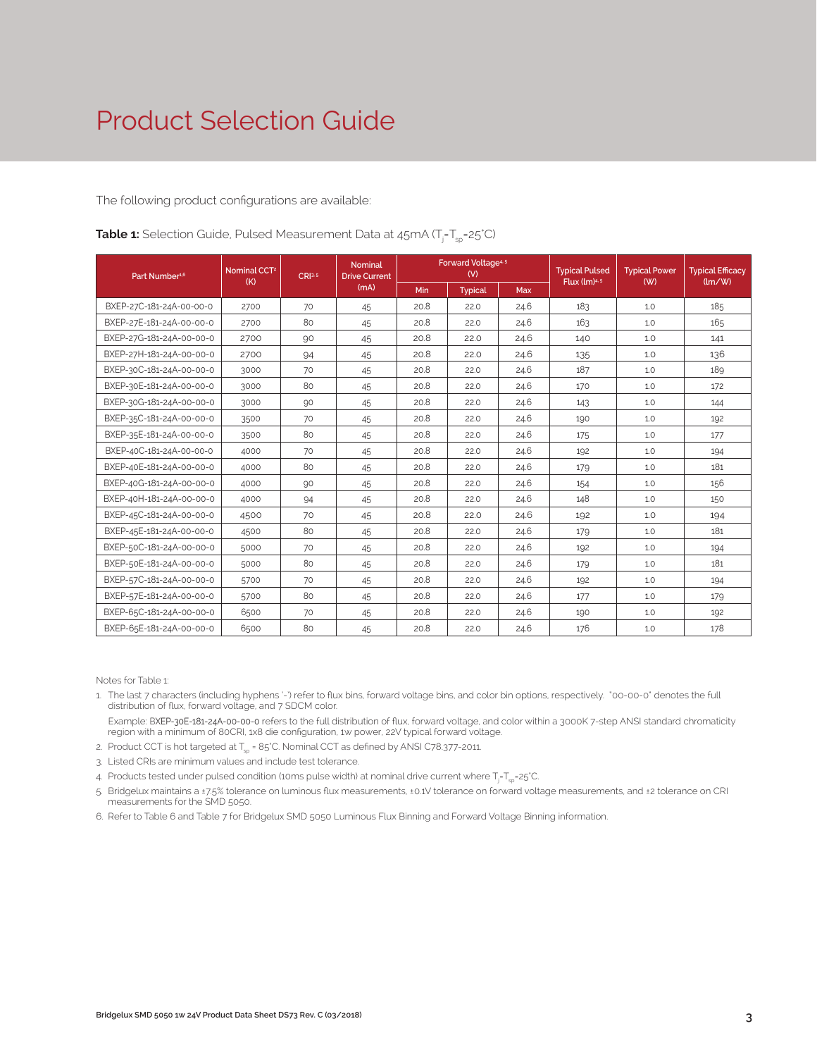# Product Selection Guide

The following product configurations are available:

**Table 1:** Selection Guide, Pulsed Measurement Data at 45mA ($T_j$=$T_{sp}$=25°C)

| Part Number[1,6] | Nominal CCT[2] (K) | CRI[3,5] | Nominal Drive Current (mA) | Forward Voltage[4,5] (V) | | | Typical Pulsed Flux (lm)[4,5] | Typical Power (W) | Typical Efficacy (lm/W) |
|---|---|---|---|---|---|---|---|---|---|
| | | | | Min | Typical | Max | | | |
| BXEP-27C-181-24A-00-00-0 | 2700 | 70 | 45 | 20.8 | 22.0 | 24.6 | 183 | 1.0 | 185 |
| BXEP-27E-181-24A-00-00-0 | 2700 | 80 | 45 | 20.8 | 22.0 | 24.6 | 163 | 1.0 | 165 |
| BXEP-27G-181-24A-00-00-0 | 2700 | 90 | 45 | 20.8 | 22.0 | 24.6 | 140 | 1.0 | 141 |
| BXEP-27H-181-24A-00-00-0 | 2700 | 94 | 45 | 20.8 | 22.0 | 24.6 | 135 | 1.0 | 136 |
| BXEP-30C-181-24A-00-00-0 | 3000 | 70 | 45 | 20.8 | 22.0 | 24.6 | 187 | 1.0 | 189 |
| BXEP-30E-181-24A-00-00-0 | 3000 | 80 | 45 | 20.8 | 22.0 | 24.6 | 170 | 1.0 | 172 |
| BXEP-30G-181-24A-00-00-0 | 3000 | 90 | 45 | 20.8 | 22.0 | 24.6 | 143 | 1.0 | 144 |
| BXEP-35C-181-24A-00-00-0 | 3500 | 70 | 45 | 20.8 | 22.0 | 24.6 | 190 | 1.0 | 192 |
| BXEP-35E-181-24A-00-00-0 | 3500 | 80 | 45 | 20.8 | 22.0 | 24.6 | 175 | 1.0 | 177 |
| BXEP-40C-181-24A-00-00-0 | 4000 | 70 | 45 | 20.8 | 22.0 | 24.6 | 192 | 1.0 | 194 |
| BXEP-40E-181-24A-00-00-0 | 4000 | 80 | 45 | 20.8 | 22.0 | 24.6 | 179 | 1.0 | 181 |
| BXEP-40G-181-24A-00-00-0 | 4000 | 90 | 45 | 20.8 | 22.0 | 24.6 | 154 | 1.0 | 156 |
| BXEP-40H-181-24A-00-00-0 | 4000 | 94 | 45 | 20.8 | 22.0 | 24.6 | 148 | 1.0 | 150 |
| BXEP-45C-181-24A-00-00-0 | 4500 | 70 | 45 | 20.8 | 22.0 | 24.6 | 192 | 1.0 | 194 |
| BXEP-45E-181-24A-00-00-0 | 4500 | 80 | 45 | 20.8 | 22.0 | 24.6 | 179 | 1.0 | 181 |
| BXEP-50C-181-24A-00-00-0 | 5000 | 70 | 45 | 20.8 | 22.0 | 24.6 | 192 | 1.0 | 194 |
| BXEP-50E-181-24A-00-00-0 | 5000 | 80 | 45 | 20.8 | 22.0 | 24.6 | 179 | 1.0 | 181 |
| BXEP-57C-181-24A-00-00-0 | 5700 | 70 | 45 | 20.8 | 22.0 | 24.6 | 192 | 1.0 | 194 |
| BXEP-57E-181-24A-00-00-0 | 5700 | 80 | 45 | 20.8 | 22.0 | 24.6 | 177 | 1.0 | 179 |
| BXEP-65C-181-24A-00-00-0 | 6500 | 70 | 45 | 20.8 | 22.0 | 24.6 | 190 | 1.0 | 192 |
| BXEP-65E-181-24A-00-00-0 | 6500 | 80 | 45 | 20.8 | 22.0 | 24.6 | 176 | 1.0 | 178 |

Notes for Table 1:

1. The last 7 characters (including hyphens '-') refer to flux bins, forward voltage bins, and color bin options, respectively. "00-00-0" denotes the full distribution of flux, forward voltage, and 7 SDCM color.

   Example: BXEP-30E-181-24A-00-00-0 refers to the full distribution of flux, forward voltage, and color within a 3000K 7-step ANSI standard chromaticity region with a minimum of 80CRI, 1x8 die configuration, 1w power, 22V typical forward voltage.
2. Product CCT is hot targeted at $T_{sp}$ = 85°C. Nominal CCT as defined by ANSI C78.377-2011.
3. Listed CRIs are minimum values and include test tolerance.
4. Products tested under pulsed condition (10ms pulse width) at nominal drive current where $T_j$=$T_{sp}$=25°C.
5. Bridgelux maintains a ±7.5% tolerance on luminous flux measurements, ±0.1V tolerance on forward voltage measurements, and ±2 tolerance on CRI measurements for the SMD 5050.
6. Refer to Table 6 and Table 7 for Bridgelux SMD 5050 Luminous Flux Binning and Forward Voltage Binning information.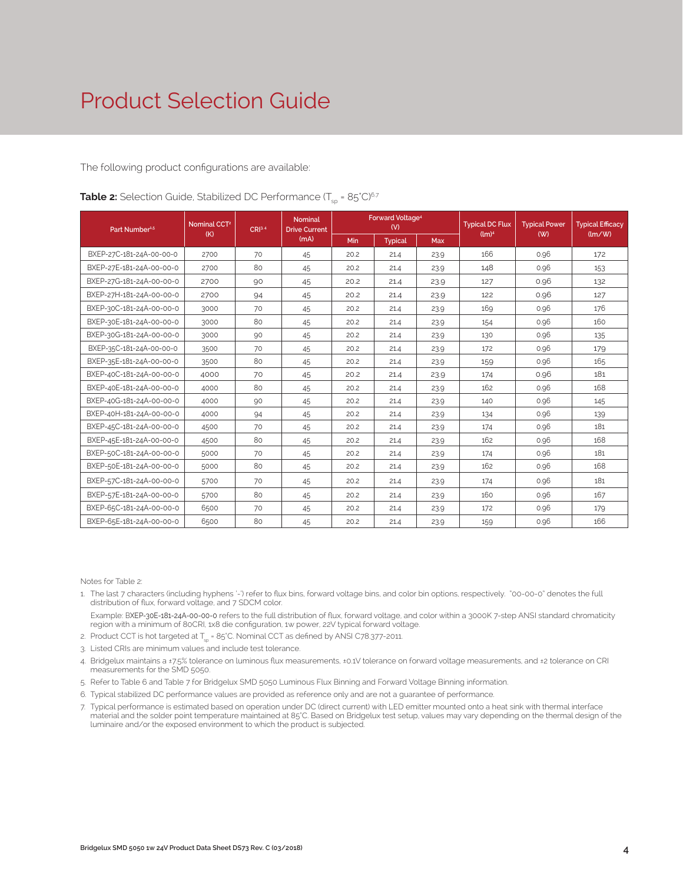# Product Selection Guide

The following product configurations are available:

**Table 2:** Selection Guide, Stabilized DC Performance ($T_{sp}$ = 85°C)[6,7]

| Part Number[1,5] | Nominal CCT[2] (K) | CRI[3,4] | Nominal Drive Current (mA) | Forward Voltage[4] (V) | | | Typical DC Flux (lm)[4] | Typical Power (W) | Typical Efficacy (lm/W) |
|---|---|---|---|---|---|---|---|---|---|
| | | | | Min | Typical | Max | | | |
| BXEP-27C-181-24A-00-00-0 | 2700 | 70 | 45 | 20.2 | 21.4 | 23.9 | 166 | 0.96 | 172 |
| BXEP-27E-181-24A-00-00-0 | 2700 | 80 | 45 | 20.2 | 21.4 | 23.9 | 148 | 0.96 | 153 |
| BXEP-27G-181-24A-00-00-0 | 2700 | 90 | 45 | 20.2 | 21.4 | 23.9 | 127 | 0.96 | 132 |
| BXEP-27H-181-24A-00-00-0 | 2700 | 94 | 45 | 20.2 | 21.4 | 23.9 | 122 | 0.96 | 127 |
| BXEP-30C-181-24A-00-00-0 | 3000 | 70 | 45 | 20.2 | 21.4 | 23.9 | 169 | 0.96 | 176 |
| BXEP-30E-181-24A-00-00-0 | 3000 | 80 | 45 | 20.2 | 21.4 | 23.9 | 154 | 0.96 | 160 |
| BXEP-30G-181-24A-00-00-0 | 3000 | 90 | 45 | 20.2 | 21.4 | 23.9 | 130 | 0.96 | 135 |
| BXEP-35C-181-24A-00-00-0 | 3500 | 70 | 45 | 20.2 | 21.4 | 23.9 | 172 | 0.96 | 179 |
| BXEP-35E-181-24A-00-00-0 | 3500 | 80 | 45 | 20.2 | 21.4 | 23.9 | 159 | 0.96 | 165 |
| BXEP-40C-181-24A-00-00-0 | 4000 | 70 | 45 | 20.2 | 21.4 | 23.9 | 174 | 0.96 | 181 |
| BXEP-40E-181-24A-00-00-0 | 4000 | 80 | 45 | 20.2 | 21.4 | 23.9 | 162 | 0.96 | 168 |
| BXEP-40G-181-24A-00-00-0 | 4000 | 90 | 45 | 20.2 | 21.4 | 23.9 | 140 | 0.96 | 145 |
| BXEP-40H-181-24A-00-00-0 | 4000 | 94 | 45 | 20.2 | 21.4 | 23.9 | 134 | 0.96 | 139 |
| BXEP-45C-181-24A-00-00-0 | 4500 | 70 | 45 | 20.2 | 21.4 | 23.9 | 174 | 0.96 | 181 |
| BXEP-45E-181-24A-00-00-0 | 4500 | 80 | 45 | 20.2 | 21.4 | 23.9 | 162 | 0.96 | 168 |
| BXEP-50C-181-24A-00-00-0 | 5000 | 70 | 45 | 20.2 | 21.4 | 23.9 | 174 | 0.96 | 181 |
| BXEP-50E-181-24A-00-00-0 | 5000 | 80 | 45 | 20.2 | 21.4 | 23.9 | 162 | 0.96 | 168 |
| BXEP-57C-181-24A-00-00-0 | 5700 | 70 | 45 | 20.2 | 21.4 | 23.9 | 174 | 0.96 | 181 |
| BXEP-57E-181-24A-00-00-0 | 5700 | 80 | 45 | 20.2 | 21.4 | 23.9 | 160 | 0.96 | 167 |
| BXEP-65C-181-24A-00-00-0 | 6500 | 70 | 45 | 20.2 | 21.4 | 23.9 | 172 | 0.96 | 179 |
| BXEP-65E-181-24A-00-00-0 | 6500 | 80 | 45 | 20.2 | 21.4 | 23.9 | 159 | 0.96 | 166 |

Notes for Table 2:

1. The last 7 characters (including hyphens '-') refer to flux bins, forward voltage bins, and color bin options, respectively. "00-00-0" denotes the full distribution of flux, forward voltage, and 7 SDCM color.

   Example: BXEP-30E-181-24A-00-00-0 refers to the full distribution of flux, forward voltage, and color within a 3000K 7-step ANSI standard chromaticity region with a minimum of 80CRI, 1x8 die configuration, 1w power, 22V typical forward voltage.
2. Product CCT is hot targeted at $T_{sp}$ = 85°C. Nominal CCT as defined by ANSI C78.377-2011.
3. Listed CRIs are minimum values and include test tolerance.
4. Bridgelux maintains a ±7.5% tolerance on luminous flux measurements, ±0.1V tolerance on forward voltage measurements, and ±2 tolerance on CRI measurements for the SMD 5050.
5. Refer to Table 6 and Table 7 for Bridgelux SMD 5050 Luminous Flux Binning and Forward Voltage Binning information.
6. Typical stabilized DC performance values are provided as reference only and are not a guarantee of performance.
7. Typical performance is estimated based on operation under DC (direct current) with LED emitter mounted onto a heat sink with thermal interface material and the solder point temperature maintained at 85°C. Based on Bridgelux test setup, values may vary depending on the thermal design of the luminaire and/or the exposed environment to which the product is subjected.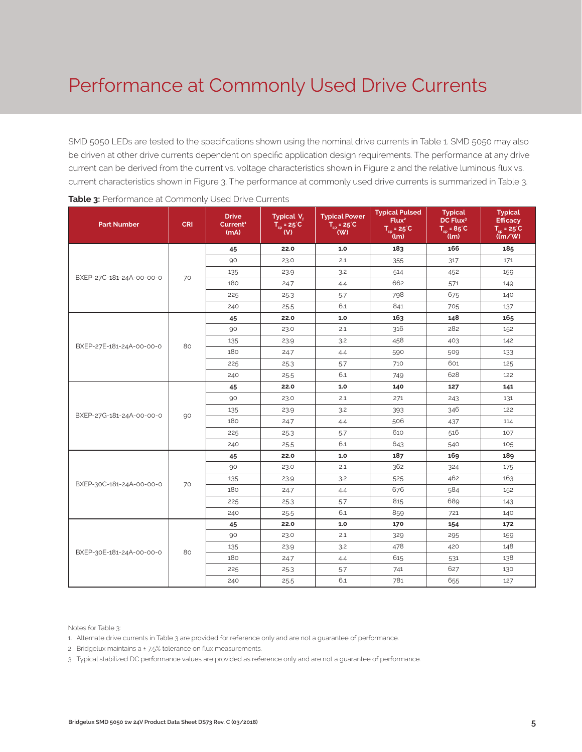# Performance at Commonly Used Drive Currents

SMD 5050 LEDs are tested to the specifications shown using the nominal drive currents in Table 1. SMD 5050 may also be driven at other drive currents dependent on specific application design requirements. The performance at any drive current can be derived from the current vs. voltage characteristics shown in Figure 2 and the relative luminous flux vs. current characteristics shown in Figure 3. The performance at commonly used drive currents is summarized in Table 3.

**Table 3:** Performance at Commonly Used Drive Currents

| Part Number | CRI | Drive Current[1] (mA) | Typical $V_f$ $T_{sp}$ = 25°C (V) | Typical Power $T_{sp}$ = 25°C (W) | Typical Pulsed Flux[2] $T_{sp}$ = 25°C (lm) | Typical DC Flux[3] $T_{sp}$ = 85°C (lm) | Typical Efficacy $T_{sp}$ = 25°C (lm/W) |
|---|---|---|---|---|---|---|---|
| BXEP-27C-181-24A-00-00-0 | 70 | **45** | **22.0** | **1.0** | **183** | **166** | **185** |
| | | 90 | 23.0 | 2.1 | 355 | 317 | 171 |
| | | 135 | 23.9 | 3.2 | 514 | 452 | 159 |
| | | 180 | 24.7 | 4.4 | 662 | 571 | 149 |
| | | 225 | 25.3 | 5.7 | 798 | 675 | 140 |
| | | 240 | 25.5 | 6.1 | 841 | 705 | 137 |
| BXEP-27E-181-24A-00-00-0 | 80 | **45** | **22.0** | **1.0** | **163** | **148** | **165** |
| | | 90 | 23.0 | 2.1 | 316 | 282 | 152 |
| | | 135 | 23.9 | 3.2 | 458 | 403 | 142 |
| | | 180 | 24.7 | 4.4 | 590 | 509 | 133 |
| | | 225 | 25.3 | 5.7 | 710 | 601 | 125 |
| | | 240 | 25.5 | 6.1 | 749 | 628 | 122 |
| BXEP-27G-181-24A-00-00-0 | 90 | **45** | **22.0** | **1.0** | **140** | **127** | **141** |
| | | 90 | 23.0 | 2.1 | 271 | 243 | 131 |
| | | 135 | 23.9 | 3.2 | 393 | 346 | 122 |
| | | 180 | 24.7 | 4.4 | 506 | 437 | 114 |
| | | 225 | 25.3 | 5.7 | 610 | 516 | 107 |
| | | 240 | 25.5 | 6.1 | 643 | 540 | 105 |
| BXEP-30C-181-24A-00-00-0 | 70 | **45** | **22.0** | **1.0** | **187** | **169** | **189** |
| | | 90 | 23.0 | 2.1 | 362 | 324 | 175 |
| | | 135 | 23.9 | 3.2 | 525 | 462 | 163 |
| | | 180 | 24.7 | 4.4 | 676 | 584 | 152 |
| | | 225 | 25.3 | 5.7 | 815 | 689 | 143 |
| | | 240 | 25.5 | 6.1 | 859 | 721 | 140 |
| BXEP-30E-181-24A-00-00-0 | 80 | **45** | **22.0** | **1.0** | **170** | **154** | **172** |
| | | 90 | 23.0 | 2.1 | 329 | 295 | 159 |
| | | 135 | 23.9 | 3.2 | 478 | 420 | 148 |
| | | 180 | 24.7 | 4.4 | 615 | 531 | 138 |
| | | 225 | 25.3 | 5.7 | 741 | 627 | 130 |
| | | 240 | 25.5 | 6.1 | 781 | 655 | 127 |

Notes for Table 3:

1. Alternate drive currents in Table 3 are provided for reference only and are not a guarantee of performance.
2. Bridgelux maintains a ± 7.5% tolerance on flux measurements.
3. Typical stabilized DC performance values are provided as reference only and are not a guarantee of performance.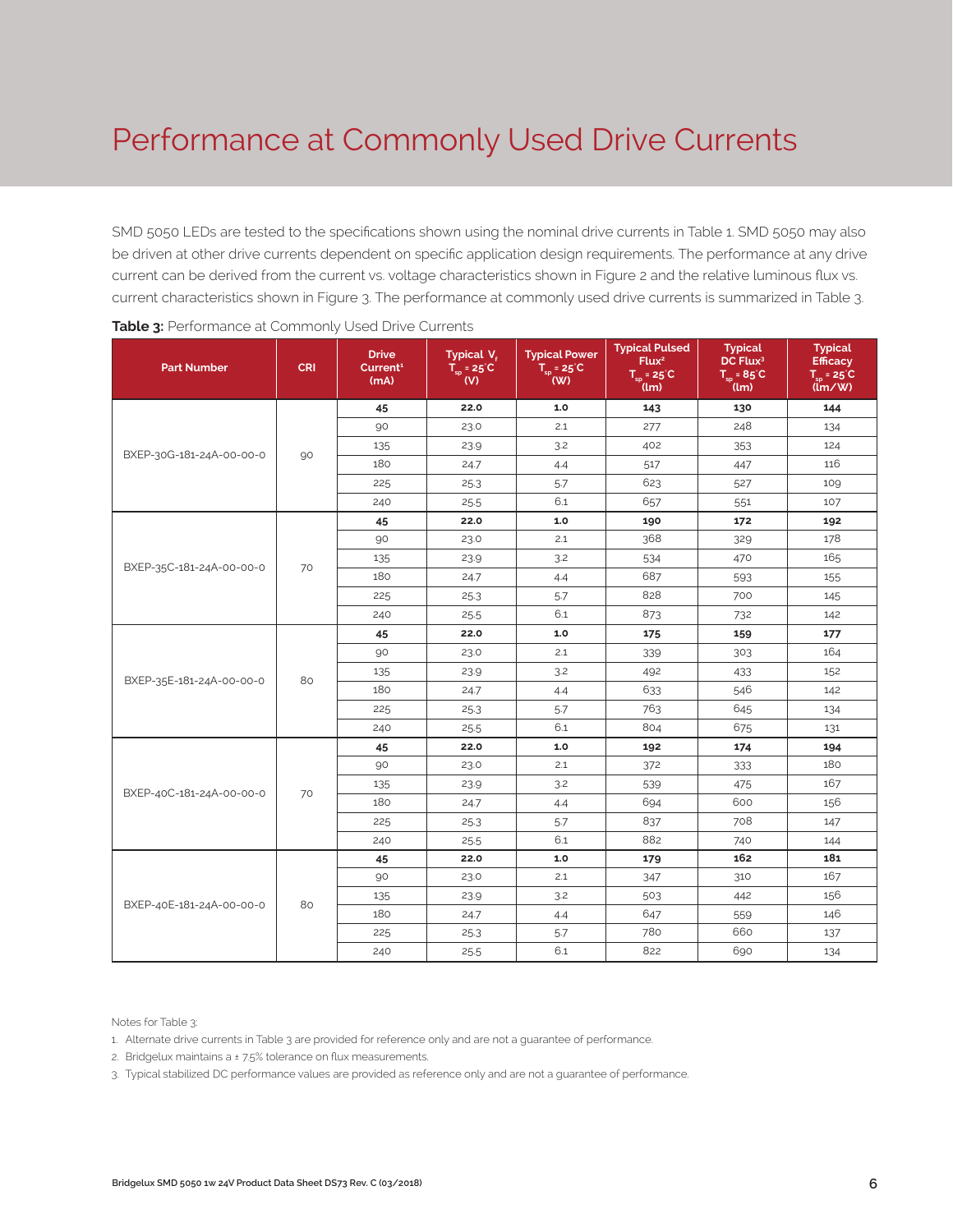# Performance at Commonly Used Drive Currents

SMD 5050 LEDs are tested to the specifications shown using the nominal drive currents in Table 1. SMD 5050 may also be driven at other drive currents dependent on specific application design requirements. The performance at any drive current can be derived from the current vs. voltage characteristics shown in Figure 2 and the relative luminous flux vs. current characteristics shown in Figure 3. The performance at commonly used drive currents is summarized in Table 3.

**Table 3:** Performance at Commonly Used Drive Currents

| Part Number | CRI | Drive Current[1] (mA) | Typical $V_f$ $T_{sp}$ = 25°C (V) | Typical Power $T_{sp}$ = 25°C (W) | Typical Pulsed Flux[2] $T_{sp}$ = 25°C (lm) | Typical DC Flux[3] $T_{sp}$ = 85°C (lm) | Typical Efficacy $T_{sp}$ = 25°C (lm/W) |
|---|---|---|---|---|---|---|---|
| BXEP-30G-181-24A-00-00-0 | 90 | **45** | **22.0** | **1.0** | **143** | **130** | **144** |
| | | 90 | 23.0 | 2.1 | 277 | 248 | 134 |
| | | 135 | 23.9 | 3.2 | 402 | 353 | 124 |
| | | 180 | 24.7 | 4.4 | 517 | 447 | 116 |
| | | 225 | 25.3 | 5.7 | 623 | 527 | 109 |
| | | 240 | 25.5 | 6.1 | 657 | 551 | 107 |
| BXEP-35C-181-24A-00-00-0 | 70 | **45** | **22.0** | **1.0** | **190** | **172** | **192** |
| | | 90 | 23.0 | 2.1 | 368 | 329 | 178 |
| | | 135 | 23.9 | 3.2 | 534 | 470 | 165 |
| | | 180 | 24.7 | 4.4 | 687 | 593 | 155 |
| | | 225 | 25.3 | 5.7 | 828 | 700 | 145 |
| | | 240 | 25.5 | 6.1 | 873 | 732 | 142 |
| BXEP-35E-181-24A-00-00-0 | 80 | **45** | **22.0** | **1.0** | **175** | **159** | **177** |
| | | 90 | 23.0 | 2.1 | 339 | 303 | 164 |
| | | 135 | 23.9 | 3.2 | 492 | 433 | 152 |
| | | 180 | 24.7 | 4.4 | 633 | 546 | 142 |
| | | 225 | 25.3 | 5.7 | 763 | 645 | 134 |
| | | 240 | 25.5 | 6.1 | 804 | 675 | 131 |
| BXEP-40C-181-24A-00-00-0 | 70 | **45** | **22.0** | **1.0** | **192** | **174** | **194** |
| | | 90 | 23.0 | 2.1 | 372 | 333 | 180 |
| | | 135 | 23.9 | 3.2 | 539 | 475 | 167 |
| | | 180 | 24.7 | 4.4 | 694 | 600 | 156 |
| | | 225 | 25.3 | 5.7 | 837 | 708 | 147 |
| | | 240 | 25.5 | 6.1 | 882 | 740 | 144 |
| BXEP-40E-181-24A-00-00-0 | 80 | **45** | **22.0** | **1.0** | **179** | **162** | **181** |
| | | 90 | 23.0 | 2.1 | 347 | 310 | 167 |
| | | 135 | 23.9 | 3.2 | 503 | 442 | 156 |
| | | 180 | 24.7 | 4.4 | 647 | 559 | 146 |
| | | 225 | 25.3 | 5.7 | 780 | 660 | 137 |
| | | 240 | 25.5 | 6.1 | 822 | 690 | 134 |

Notes for Table 3:

1. Alternate drive currents in Table 3 are provided for reference only and are not a guarantee of performance.
2. Bridgelux maintains a ± 7.5% tolerance on flux measurements.
3. Typical stabilized DC performance values are provided as reference only and are not a guarantee of performance.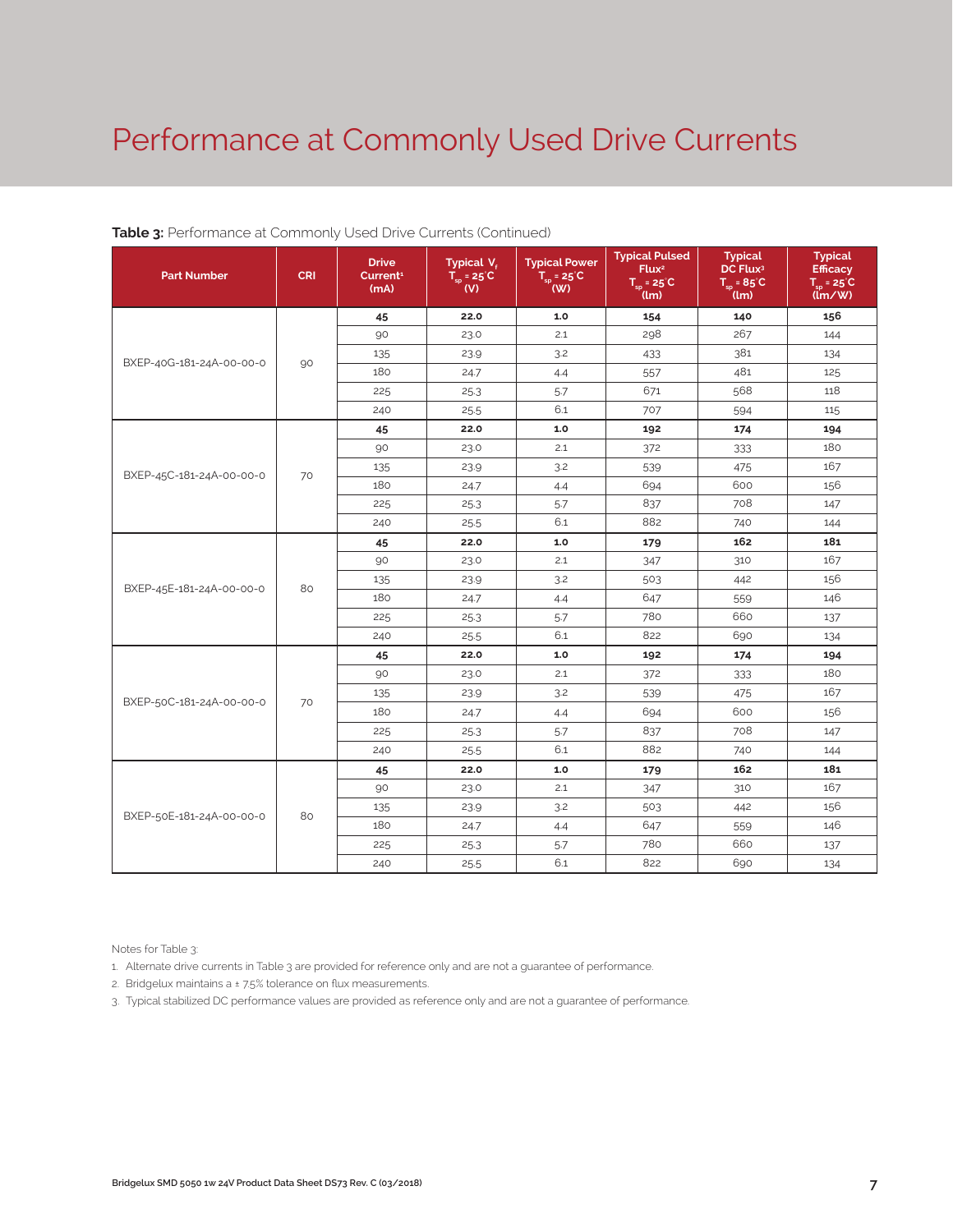# Performance at Commonly Used Drive Currents

**Table 3:** Performance at Commonly Used Drive Currents (Continued)

| Part Number | CRI | Drive Current[1] (mA) | Typical $V_f$ $T_{sp}$ = 25°C (V) | Typical Power $T_{sp}$ = 25°C (W) | Typical Pulsed Flux[2] $T_{sp}$ = 25°C (lm) | Typical DC Flux[3] $T_{sp}$ = 85°C (lm) | Typical Efficacy $T_{sp}$ = 25°C (lm/W) |
|---|---|---|---|---|---|---|---|
| BXEP-40G-181-24A-00-00-0 | 90 | **45** | **22.0** | **1.0** | **154** | **140** | **156** |
| | | 90 | 23.0 | 2.1 | 298 | 267 | 144 |
| | | 135 | 23.9 | 3.2 | 433 | 381 | 134 |
| | | 180 | 24.7 | 4.4 | 557 | 481 | 125 |
| | | 225 | 25.3 | 5.7 | 671 | 568 | 118 |
| | | 240 | 25.5 | 6.1 | 707 | 594 | 115 |
| BXEP-45C-181-24A-00-00-0 | 70 | **45** | **22.0** | **1.0** | **192** | **174** | **194** |
| | | 90 | 23.0 | 2.1 | 372 | 333 | 180 |
| | | 135 | 23.9 | 3.2 | 539 | 475 | 167 |
| | | 180 | 24.7 | 4.4 | 694 | 600 | 156 |
| | | 225 | 25.3 | 5.7 | 837 | 708 | 147 |
| | | 240 | 25.5 | 6.1 | 882 | 740 | 144 |
| BXEP-45E-181-24A-00-00-0 | 80 | **45** | **22.0** | **1.0** | **179** | **162** | **181** |
| | | 90 | 23.0 | 2.1 | 347 | 310 | 167 |
| | | 135 | 23.9 | 3.2 | 503 | 442 | 156 |
| | | 180 | 24.7 | 4.4 | 647 | 559 | 146 |
| | | 225 | 25.3 | 5.7 | 780 | 660 | 137 |
| | | 240 | 25.5 | 6.1 | 822 | 690 | 134 |
| BXEP-50C-181-24A-00-00-0 | 70 | **45** | **22.0** | **1.0** | **192** | **174** | **194** |
| | | 90 | 23.0 | 2.1 | 372 | 333 | 180 |
| | | 135 | 23.9 | 3.2 | 539 | 475 | 167 |
| | | 180 | 24.7 | 4.4 | 694 | 600 | 156 |
| | | 225 | 25.3 | 5.7 | 837 | 708 | 147 |
| | | 240 | 25.5 | 6.1 | 882 | 740 | 144 |
| BXEP-50E-181-24A-00-00-0 | 80 | **45** | **22.0** | **1.0** | **179** | **162** | **181** |
| | | 90 | 23.0 | 2.1 | 347 | 310 | 167 |
| | | 135 | 23.9 | 3.2 | 503 | 442 | 156 |
| | | 180 | 24.7 | 4.4 | 647 | 559 | 146 |
| | | 225 | 25.3 | 5.7 | 780 | 660 | 137 |
| | | 240 | 25.5 | 6.1 | 822 | 690 | 134 |

Notes for Table 3:

1. Alternate drive currents in Table 3 are provided for reference only and are not a guarantee of performance.
2. Bridgelux maintains a ± 7.5% tolerance on flux measurements.
3. Typical stabilized DC performance values are provided as reference only and are not a guarantee of performance.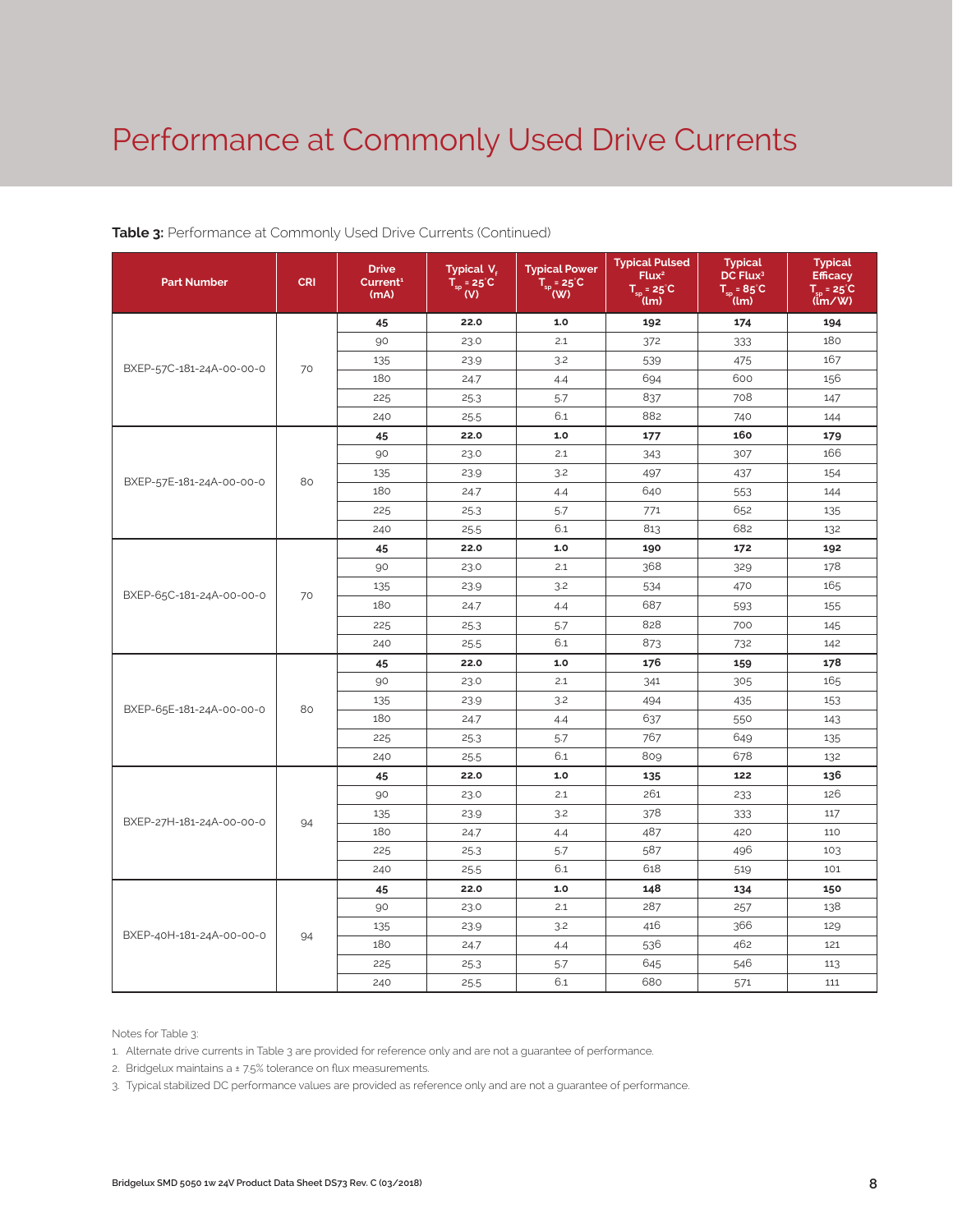# Performance at Commonly Used Drive Currents

**Table 3:** Performance at Commonly Used Drive Currents (Continued)

| Part Number | CRI | Drive Current[1] (mA) | Typical $V_f$ $T_{sp}$ = 25°C (V) | Typical Power $T_{sp}$ = 25°C (W) | Typical Pulsed Flux[2] $T_{sp}$ = 25°C (lm) | Typical DC Flux[3] $T_{sp}$ = 85°C (lm) | Typical Efficacy $T_{sp}$ = 25°C (lm/W) |
|---|---|---|---|---|---|---|---|
| BXEP-57C-181-24A-00-00-0 | 70 | **45** | **22.0** | **1.0** | **192** | **174** | **194** |
| | | 90 | 23.0 | 2.1 | 372 | 333 | 180 |
| | | 135 | 23.9 | 3.2 | 539 | 475 | 167 |
| | | 180 | 24.7 | 4.4 | 694 | 600 | 156 |
| | | 225 | 25.3 | 5.7 | 837 | 708 | 147 |
| | | 240 | 25.5 | 6.1 | 882 | 740 | 144 |
| BXEP-57E-181-24A-00-00-0 | 80 | **45** | **22.0** | **1.0** | **177** | **160** | **179** |
| | | 90 | 23.0 | 2.1 | 343 | 307 | 166 |
| | | 135 | 23.9 | 3.2 | 497 | 437 | 154 |
| | | 180 | 24.7 | 4.4 | 640 | 553 | 144 |
| | | 225 | 25.3 | 5.7 | 771 | 652 | 135 |
| | | 240 | 25.5 | 6.1 | 813 | 682 | 132 |
| BXEP-65C-181-24A-00-00-0 | 70 | **45** | **22.0** | **1.0** | **190** | **172** | **192** |
| | | 90 | 23.0 | 2.1 | 368 | 329 | 178 |
| | | 135 | 23.9 | 3.2 | 534 | 470 | 165 |
| | | 180 | 24.7 | 4.4 | 687 | 593 | 155 |
| | | 225 | 25.3 | 5.7 | 828 | 700 | 145 |
| | | 240 | 25.5 | 6.1 | 873 | 732 | 142 |
| BXEP-65E-181-24A-00-00-0 | 80 | **45** | **22.0** | **1.0** | **176** | **159** | **178** |
| | | 90 | 23.0 | 2.1 | 341 | 305 | 165 |
| | | 135 | 23.9 | 3.2 | 494 | 435 | 153 |
| | | 180 | 24.7 | 4.4 | 637 | 550 | 143 |
| | | 225 | 25.3 | 5.7 | 767 | 649 | 135 |
| | | 240 | 25.5 | 6.1 | 809 | 678 | 132 |
| BXEP-27H-181-24A-00-00-0 | 94 | **45** | **22.0** | **1.0** | **135** | **122** | **136** |
| | | 90 | 23.0 | 2.1 | 261 | 233 | 126 |
| | | 135 | 23.9 | 3.2 | 378 | 333 | 117 |
| | | 180 | 24.7 | 4.4 | 487 | 420 | 110 |
| | | 225 | 25.3 | 5.7 | 587 | 496 | 103 |
| | | 240 | 25.5 | 6.1 | 618 | 519 | 101 |
| BXEP-40H-181-24A-00-00-0 | 94 | **45** | **22.0** | **1.0** | **148** | **134** | **150** |
| | | 90 | 23.0 | 2.1 | 287 | 257 | 138 |
| | | 135 | 23.9 | 3.2 | 416 | 366 | 129 |
| | | 180 | 24.7 | 4.4 | 536 | 462 | 121 |
| | | 225 | 25.3 | 5.7 | 645 | 546 | 113 |
| | | 240 | 25.5 | 6.1 | 680 | 571 | 111 |

Notes for Table 3:

1. Alternate drive currents in Table 3 are provided for reference only and are not a guarantee of performance.
2. Bridgelux maintains a ± 7.5% tolerance on flux measurements.
3. Typical stabilized DC performance values are provided as reference only and are not a guarantee of performance.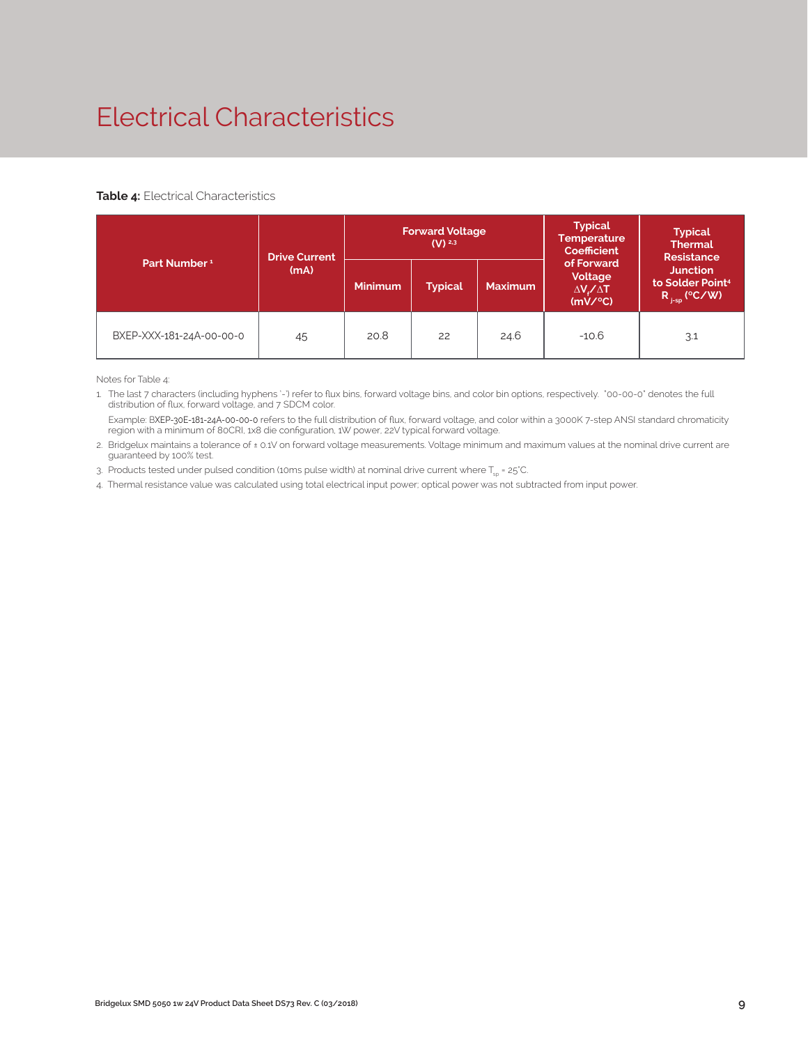# Electrical Characteristics

**Table 4:** Electrical Characteristics

| Part Number [1] | Drive Current (mA) | Forward Voltage (V) [2,3] | | | Typical Temperature Coefficient of Forward Voltage $\Delta V_f/\Delta T$ (mV/°C) | Typical Thermal Resistance Junction to Solder Point[4] $R_{j-sp}$ (°C/W) |
|---|---|---|---|---|---|---|
| | | Minimum | Typical | Maximum | | |
| BXEP-XXX-181-24A-00-00-0 | 45 | 20.8 | 22 | 24.6 | -10.6 | 3.1 |

Notes for Table 4:

1. The last 7 characters (including hyphens '-') refer to flux bins, forward voltage bins, and color bin options, respectively. "00-00-0" denotes the full distribution of flux, forward voltage, and 7 SDCM color.

   Example: BXEP-30E-181-24A-00-00-0 refers to the full distribution of flux, forward voltage, and color within a 3000K 7-step ANSI standard chromaticity region with a minimum of 80CRI, 1x8 die configuration, 1W power, 22V typical forward voltage.

2. Bridgelux maintains a tolerance of ± 0.1V on forward voltage measurements. Voltage minimum and maximum values at the nominal drive current are guaranteed by 100% test.
3. Products tested under pulsed condition (10ms pulse width) at nominal drive current where $T_{sp}$ = 25°C.
4. Thermal resistance value was calculated using total electrical input power; optical power was not subtracted from input power.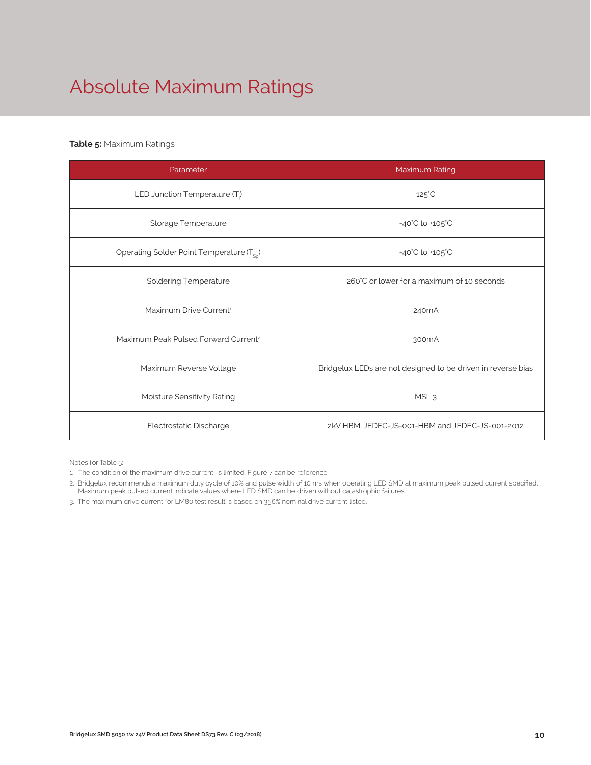# Absolute Maximum Ratings

**Table 5:** Maximum Ratings

| Parameter | Maximum Rating |
|---|---|
| LED Junction Temperature ($T_j$) | 125°C |
| Storage Temperature | -40°C to +105°C |
| Operating Solder Point Temperature ($T_{Sp}$) | -40°C to +105°C |
| Soldering Temperature | 260°C or lower for a maximum of 10 seconds |
| Maximum Drive Current[1] | 240mA |
| Maximum Peak Pulsed Forward Current[2] | 300mA |
| Maximum Reverse Voltage | Bridgelux LEDs are not designed to be driven in reverse bias |
| Moisture Sensitivity Rating | MSL 3 |
| Electrostatic Discharge | 2kV HBM. JEDEC-JS-001-HBM and JEDEC-JS-001-2012 |

Notes for Table 5:

1. The condition of the maximum drive current is limited, Figure 7 can be reference.
2. Bridgelux recommends a maximum duty cycle of 10% and pulse width of 10 ms when operating LED SMD at maximum peak pulsed current specified. Maximum peak pulsed current indicate values where LED SMD can be driven without catastrophic failures.
3. The maximum drive current for LM80 test result is based on 356% nominal drive current listed.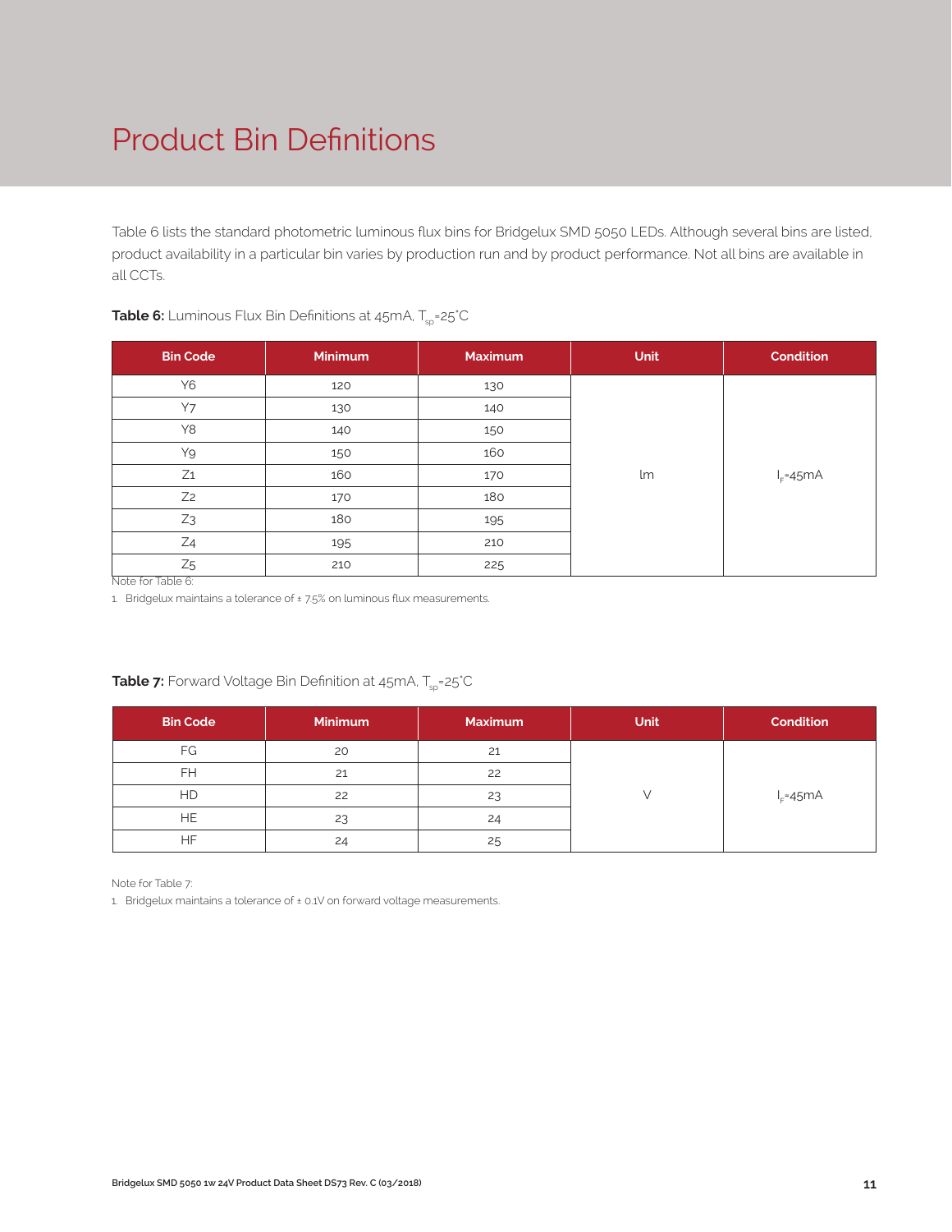# Product Bin Definitions

Table 6 lists the standard photometric luminous flux bins for Bridgelux SMD 5050 LEDs. Although several bins are listed, product availability in a particular bin varies by production run and by product performance. Not all bins are available in all CCTs.

**Table 6:** Luminous Flux Bin Definitions at 45mA, $T_{sp}$=25°C

| Bin Code | Minimum | Maximum | Unit | Condition |
|---|---|---|---|---|
| Y6 | 120 | 130 | lm | $I_F$=45mA |
| Y7 | 130 | 140 | | |
| Y8 | 140 | 150 | | |
| Y9 | 150 | 160 | | |
| Z1 | 160 | 170 | | |
| Z2 | 170 | 180 | | |
| Z3 | 180 | 195 | | |
| Z4 | 195 | 210 | | |
| Z5 | 210 | 225 | | |

Note for Table 6:

1. Bridgelux maintains a tolerance of ± 7.5% on luminous flux measurements.

**Table 7:** Forward Voltage Bin Definition at 45mA, $T_{sp}$=25°C

| Bin Code | Minimum | Maximum | Unit | Condition |
|---|---|---|---|---|
| FG | 20 | 21 | V | $I_F$=45mA |
| FH | 21 | 22 | | |
| HD | 22 | 23 | | |
| HE | 23 | 24 | | |
| HF | 24 | 25 | | |

Note for Table 7:

1. Bridgelux maintains a tolerance of ± 0.1V on forward voltage measurements.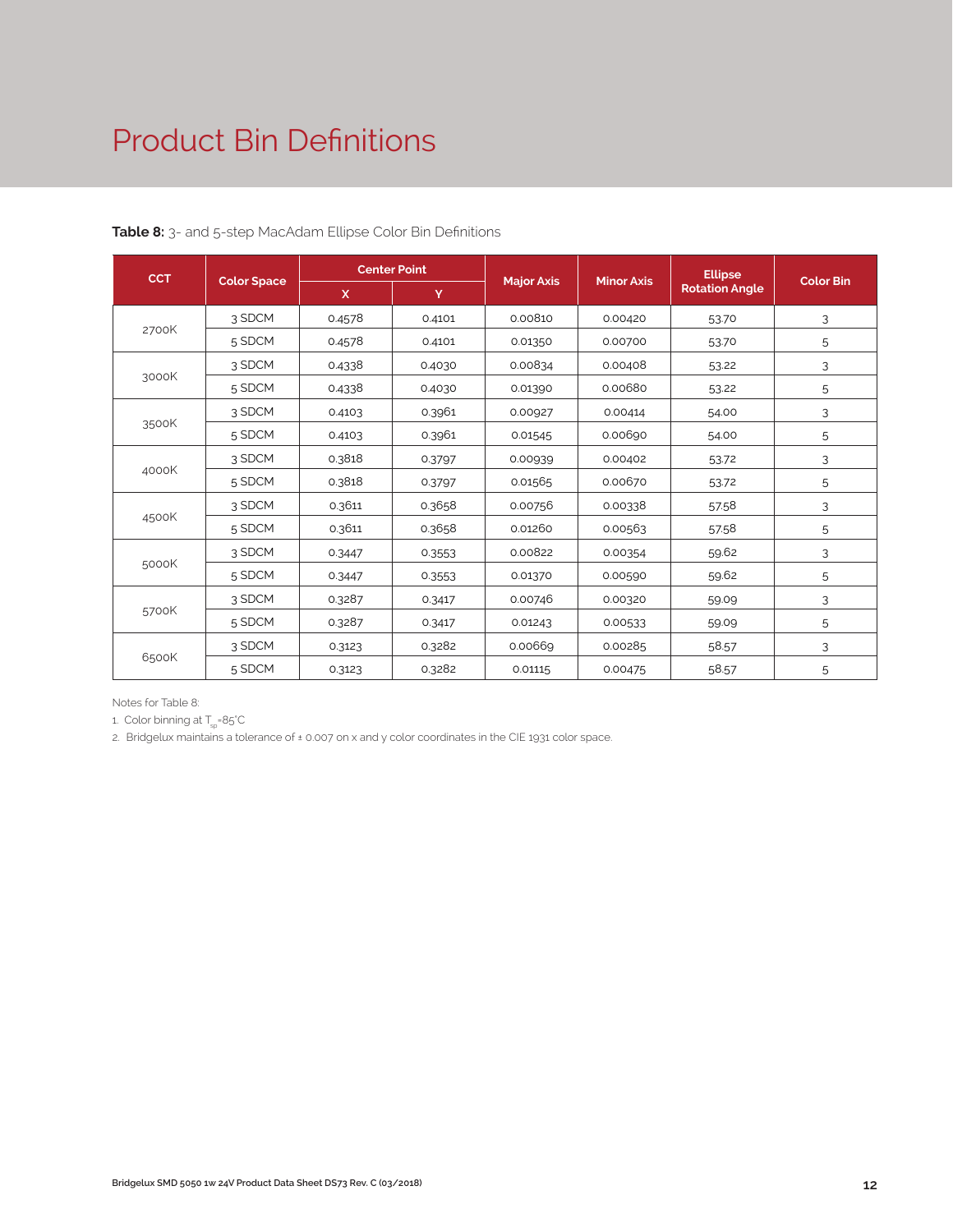# Product Bin Definitions

**Table 8:** 3- and 5-step MacAdam Ellipse Color Bin Definitions

| CCT | Color Space | Center Point | | Major Axis | Minor Axis | Ellipse Rotation Angle | Color Bin |
|---|---|---|---|---|---|---|---|
| | | X | Y | | | | |
| 2700K | 3 SDCM | 0.4578 | 0.4101 | 0.00810 | 0.00420 | 53.70 | 3 |
| | 5 SDCM | 0.4578 | 0.4101 | 0.01350 | 0.00700 | 53.70 | 5 |
| 3000K | 3 SDCM | 0.4338 | 0.4030 | 0.00834 | 0.00408 | 53.22 | 3 |
| | 5 SDCM | 0.4338 | 0.4030 | 0.01390 | 0.00680 | 53.22 | 5 |
| 3500K | 3 SDCM | 0.4103 | 0.3961 | 0.00927 | 0.00414 | 54.00 | 3 |
| | 5 SDCM | 0.4103 | 0.3961 | 0.01545 | 0.00690 | 54.00 | 5 |
| 4000K | 3 SDCM | 0.3818 | 0.3797 | 0.00939 | 0.00402 | 53.72 | 3 |
| | 5 SDCM | 0.3818 | 0.3797 | 0.01565 | 0.00670 | 53.72 | 5 |
| 4500K | 3 SDCM | 0.3611 | 0.3658 | 0.00756 | 0.00338 | 57.58 | 3 |
| | 5 SDCM | 0.3611 | 0.3658 | 0.01260 | 0.00563 | 57.58 | 5 |
| 5000K | 3 SDCM | 0.3447 | 0.3553 | 0.00822 | 0.00354 | 59.62 | 3 |
| | 5 SDCM | 0.3447 | 0.3553 | 0.01370 | 0.00590 | 59.62 | 5 |
| 5700K | 3 SDCM | 0.3287 | 0.3417 | 0.00746 | 0.00320 | 59.09 | 3 |
| | 5 SDCM | 0.3287 | 0.3417 | 0.01243 | 0.00533 | 59.09 | 5 |
| 6500K | 3 SDCM | 0.3123 | 0.3282 | 0.00669 | 0.00285 | 58.57 | 3 |
| | 5 SDCM | 0.3123 | 0.3282 | 0.01115 | 0.00475 | 58.57 | 5 |

Notes for Table 8:

1. Color binning at $T_{sp}$=85°C
2. Bridgelux maintains a tolerance of ± 0.007 on x and y color coordinates in the CIE 1931 color space.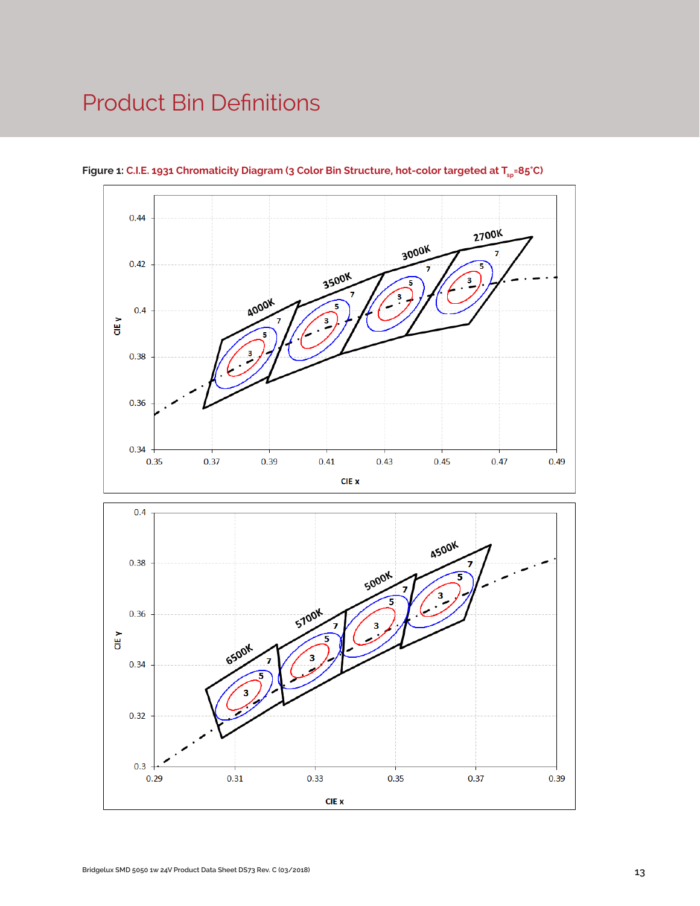# Product Bin Definitions

**Figure 1:** **C.I.E. 1931 Chromaticity Diagram (3 Color Bin Structure, hot-color targeted at $T_{sp}$=85°C)**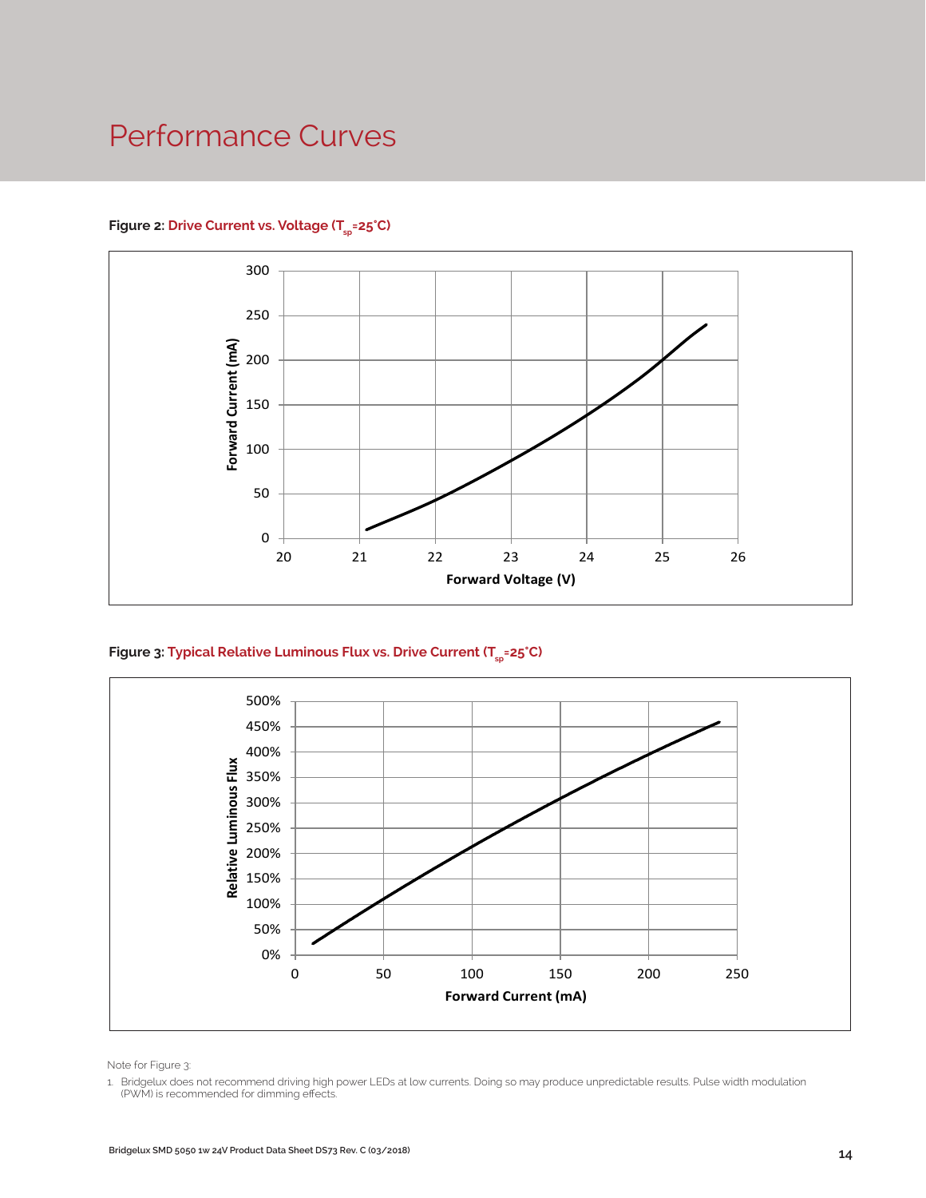# Performance Curves

**Figure 2:** Drive Current vs. Voltage ($T_{sp}$=25°C)

**Figure 3:** Typical Relative Luminous Flux vs. Drive Current ($T_{sp}$=25°C)

Note for Figure 3:

1. Bridgelux does not recommend driving high power LEDs at low currents. Doing so may produce unpredictable results. Pulse width modulation (PWM) is recommended for dimming effects.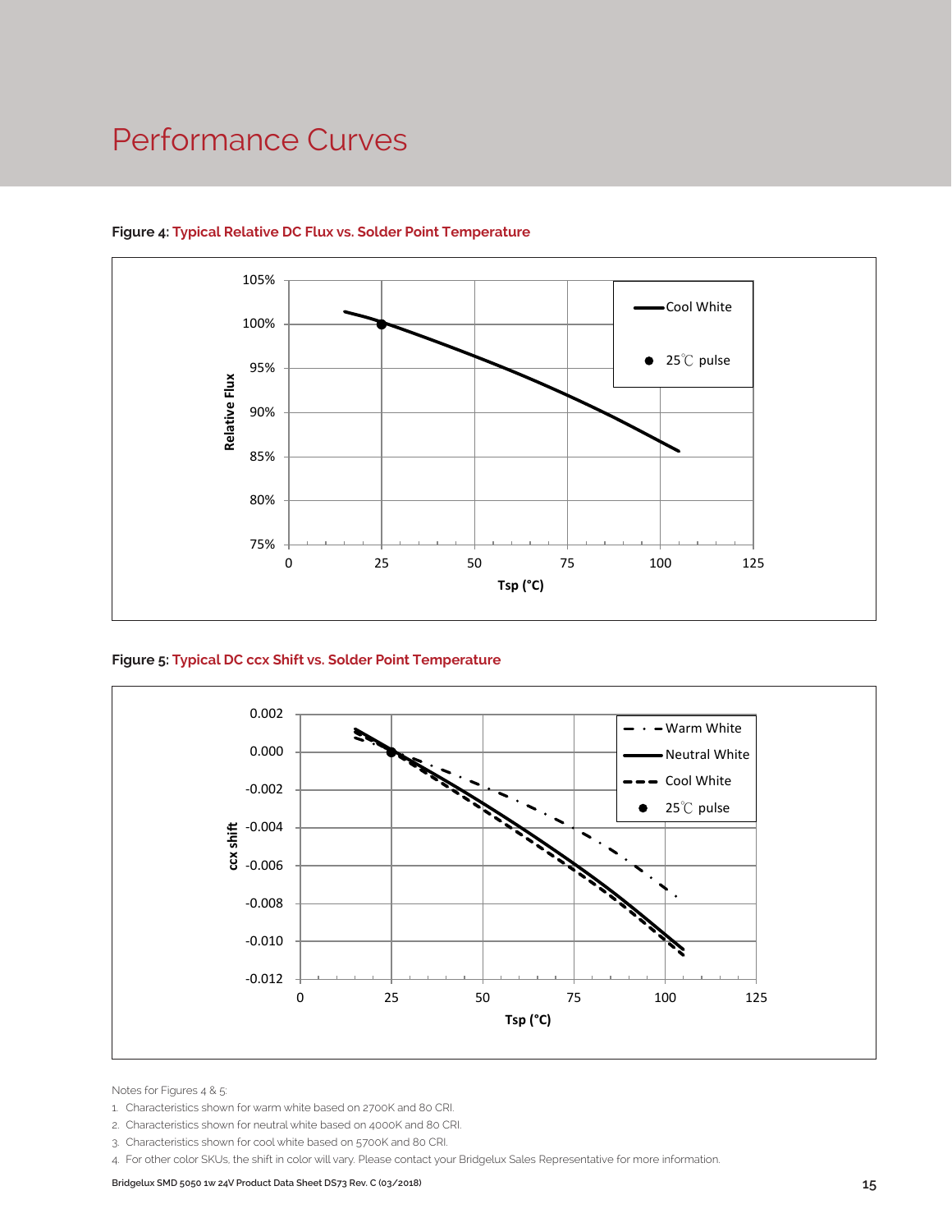# Performance Curves

**Figure 4: Typical Relative DC Flux vs. Solder Point Temperature**

**Figure 5: Typical DC ccx Shift vs. Solder Point Temperature**

Notes for Figures 4 & 5:

1. Characteristics shown for warm white based on 2700K and 80 CRI.
2. Characteristics shown for neutral white based on 4000K and 80 CRI.
3. Characteristics shown for cool white based on 5700K and 80 CRI.
4. For other color SKUs, the shift in color will vary. Please contact your Bridgelux Sales Representative for more information.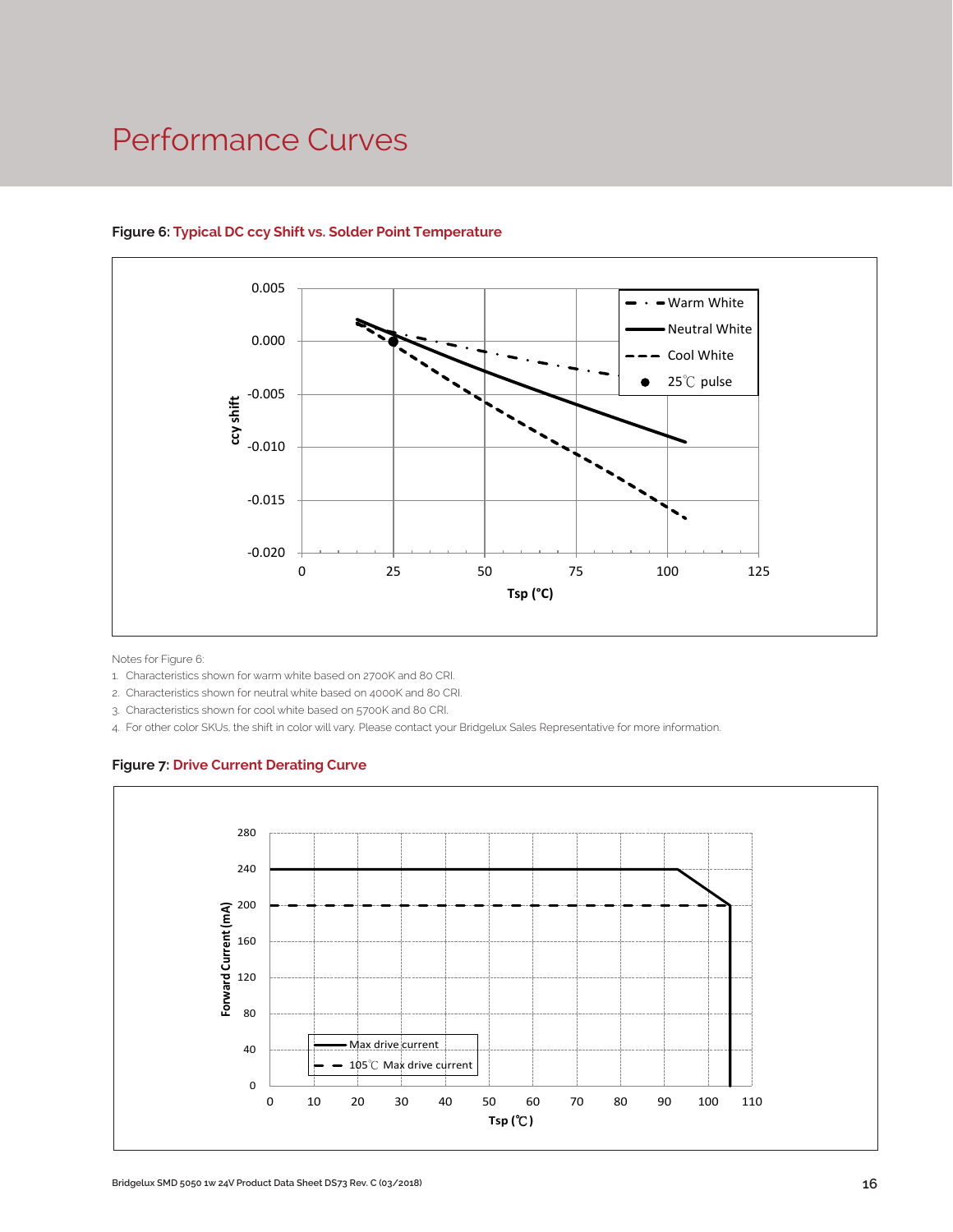# Performance Curves

**Figure 6: Typical DC ccy Shift vs. Solder Point Temperature**

Notes for Figure 6:

1. Characteristics shown for warm white based on 2700K and 80 CRI.
2. Characteristics shown for neutral white based on 4000K and 80 CRI.
3. Characteristics shown for cool white based on 5700K and 80 CRI.
4. For other color SKUs, the shift in color will vary. Please contact your Bridgelux Sales Representative for more information.

**Figure 7: Drive Current Derating Curve**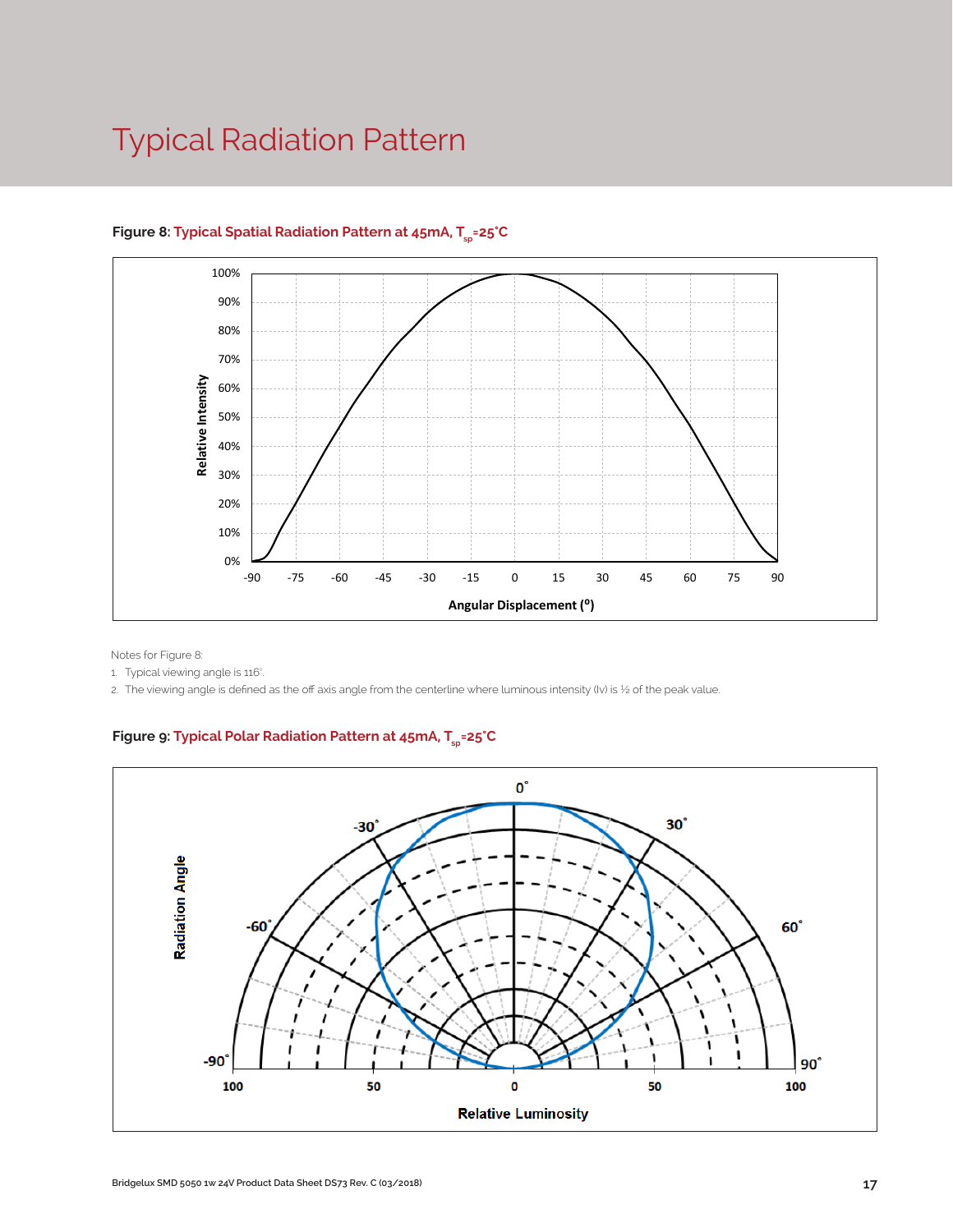# Typical Radiation Pattern

**Figure 8:** Typical Spatial Radiation Pattern at 45mA, $T_{sp}$=25˚C

Notes for Figure 8:

1. Typical viewing angle is 116˚.
2. The viewing angle is defined as the off axis angle from the centerline where luminous intensity (Iv) is ½ of the peak value.

**Figure 9:** Typical Polar Radiation Pattern at 45mA, $T_{sp}$=25˚C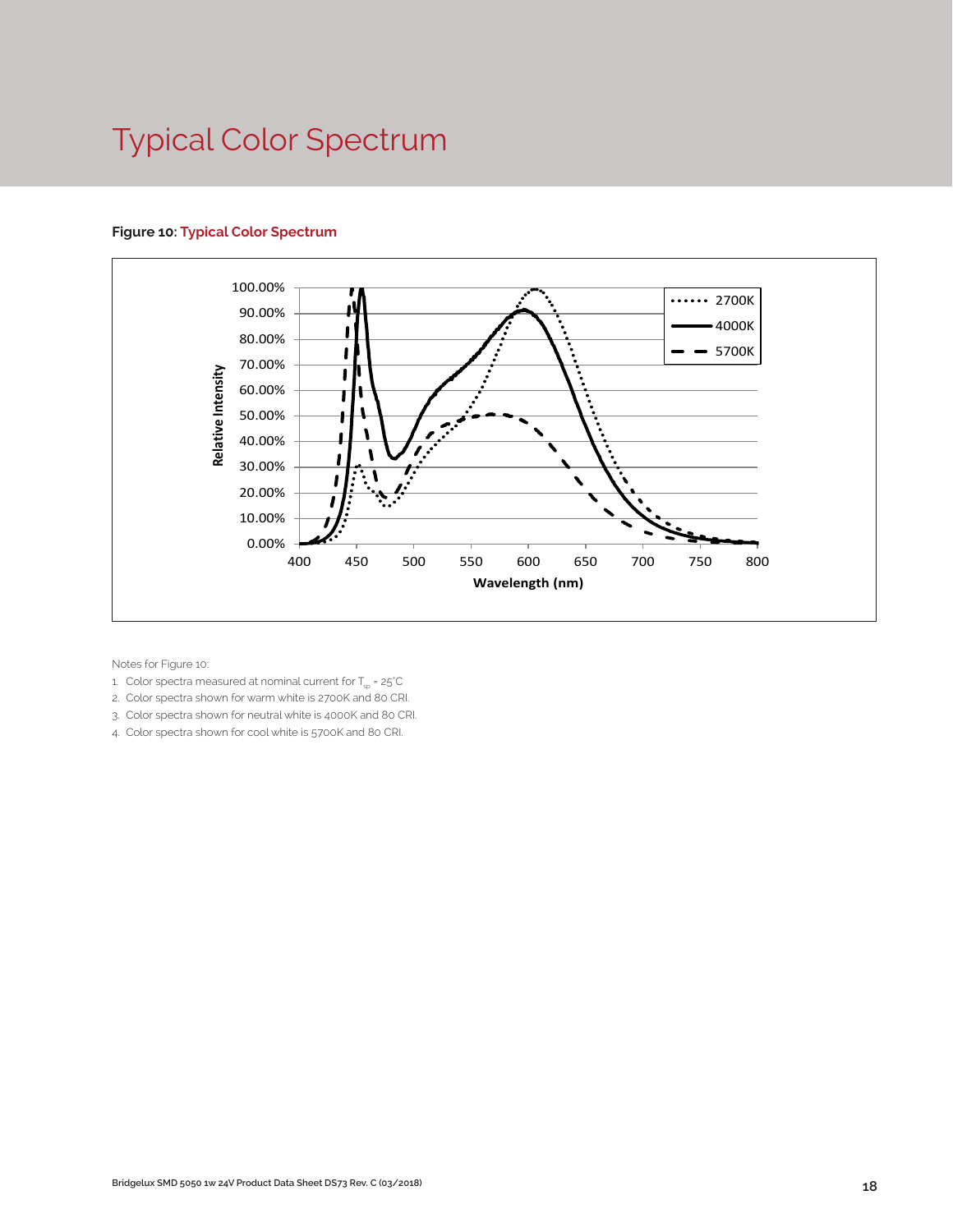# Typical Color Spectrum

**Figure 10: Typical Color Spectrum**

Notes for Figure 10:

1. Color spectra measured at nominal current for $T_{sp}$ = 25°C
2. Color spectra shown for warm white is 2700K and 80 CRI.
3. Color spectra shown for neutral white is 4000K and 80 CRI.
4. Color spectra shown for cool white is 5700K and 80 CRI.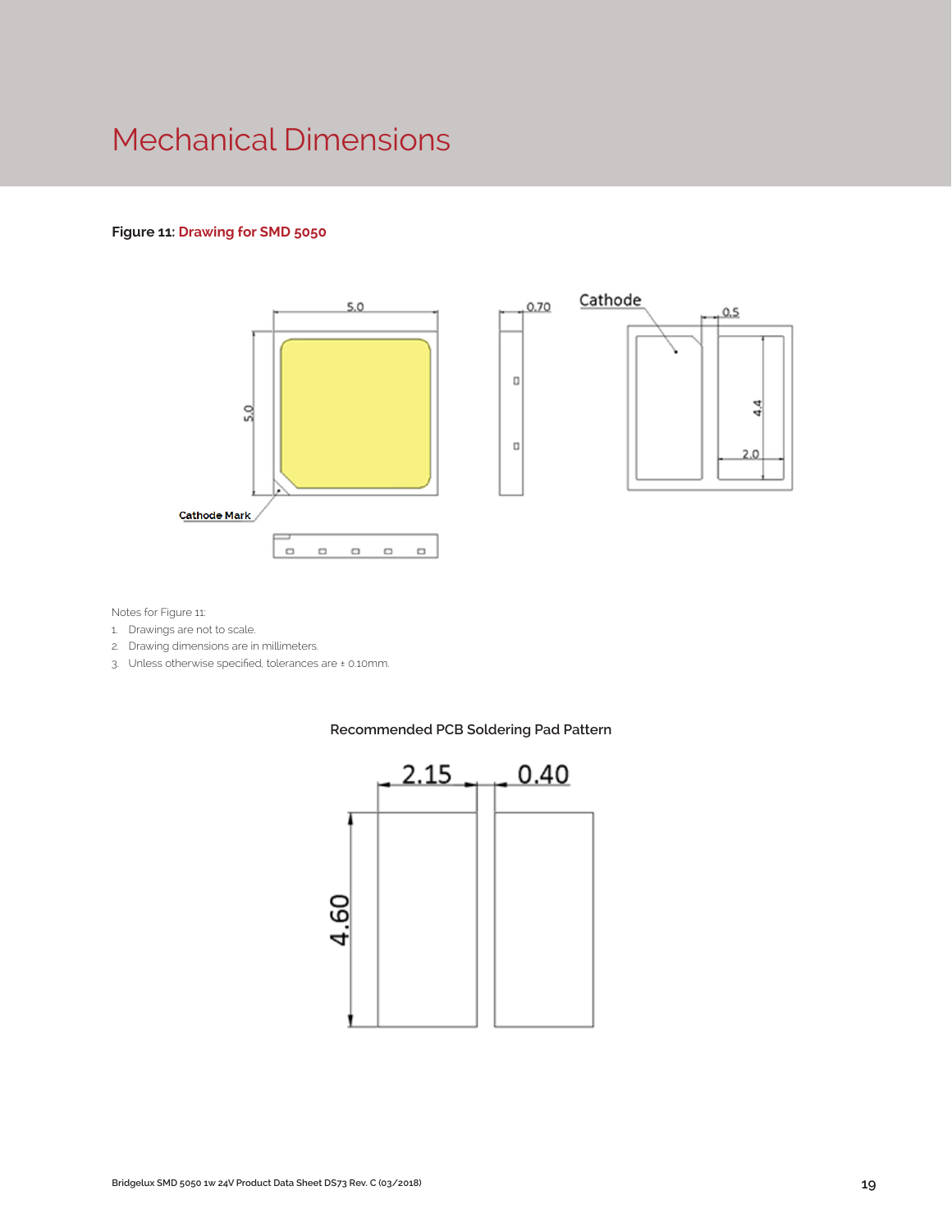# Mechanical Dimensions

**Figure 11:** Drawing for SMD 5050

Notes for Figure 11:

1. Drawings are not to scale.
2. Drawing dimensions are in millimeters.
3. Unless otherwise specified, tolerances are ± 0.10mm.

Recommended PCB Soldering Pad Pattern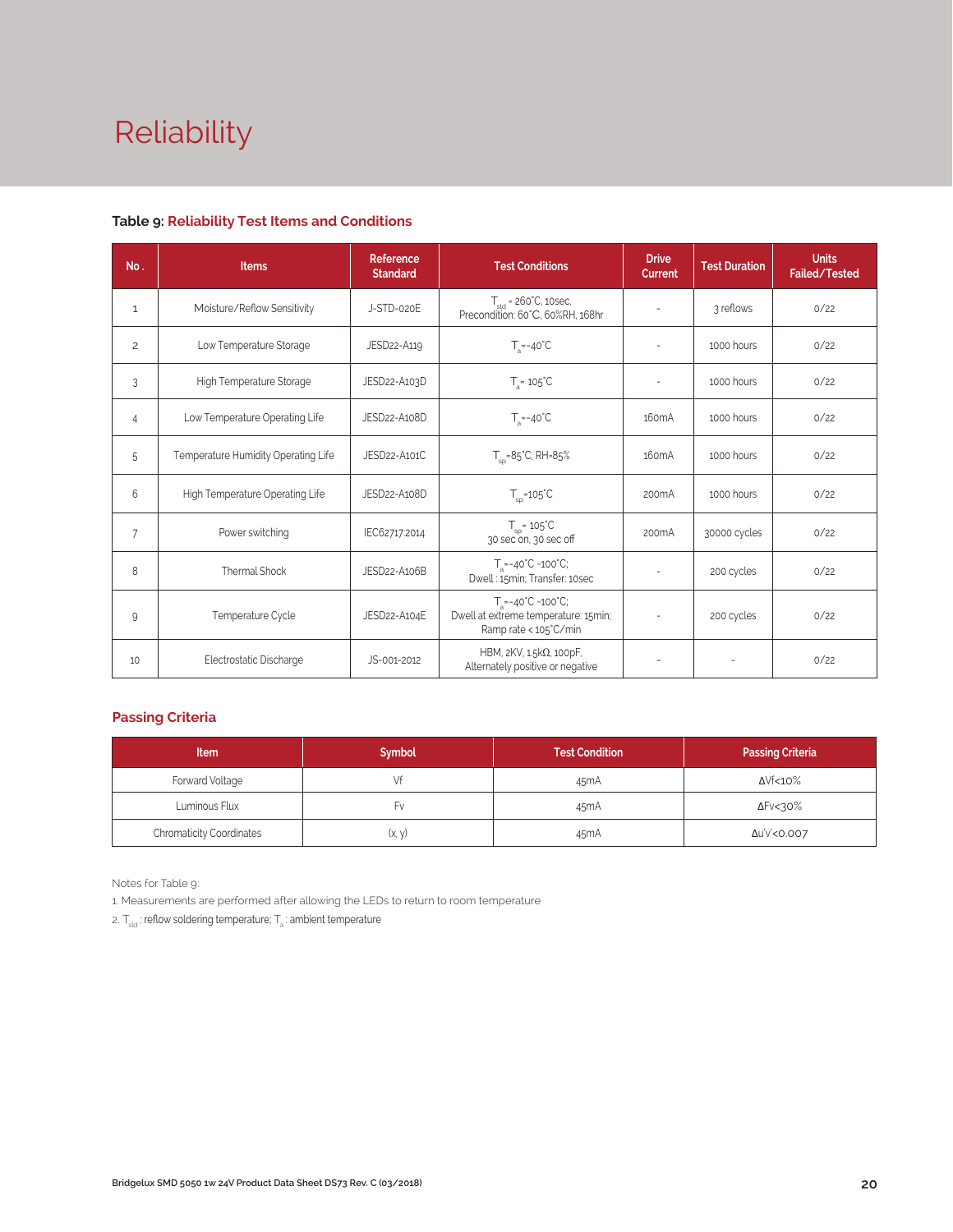# Reliability

**Table 9: Reliability Test Items and Conditions**

| No. | Items | Reference Standard | Test Conditions | Drive Current | Test Duration | Units Failed/Tested |
|---|---|---|---|---|---|---|
| 1 | Moisture/Reflow Sensitivity | J-STD-020E | $T_{sld}$ = 260°C, 10sec, Precondition: 60°C, 60%RH, 168hr | - | 3 reflows | 0/22 |
| 2 | Low Temperature Storage | JESD22-A119 | $T_a$=-40°C | - | 1000 hours | 0/22 |
| 3 | High Temperature Storage | JESD22-A103D | $T_a$= 105°C | - | 1000 hours | 0/22 |
| 4 | Low Temperature Operating Life | JESD22-A108D | $T_a$=-40°C | 160mA | 1000 hours | 0/22 |
| 5 | Temperature Humidity Operating Life | JESD22-A101C | $T_{sp}$=85°C, RH=85% | 160mA | 1000 hours | 0/22 |
| 6 | High Temperature Operating Life | JESD22-A108D | $T_{sp}$=105°C | 200mA | 1000 hours | 0/22 |
| 7 | Power switching | IEC62717:2014 | $T_{sp}$= 105°C 30 sec on, 30 sec off | 200mA | 30000 cycles | 0/22 |
| 8 | Thermal Shock | JESD22-A106B | $T_a$=-40°C ~100°C; Dwell : 15min; Transfer: 10sec | - | 200 cycles | 0/22 |
| 9 | Temperature Cycle | JESD22-A104E | $T_a$=-40°C ~100°C; Dwell at extreme temperature: 15min; Ramp rate < 105°C/min | - | 200 cycles | 0/22 |
| 10 | Electrostatic Discharge | JS-001-2012 | HBM, 2KV, 1.5kΩ, 100pF, Alternately positive or negative | - | - | 0/22 |

## Passing Criteria

| Item | Symbol | Test Condition | Passing Criteria |
|---|---|---|---|
| Forward Voltage | Vf | 45mA | ΔVf<10% |
| Luminous Flux | Fv | 45mA | ΔFv<30% |
| Chromaticity Coordinates | (x, y) | 45mA | Δu'v'<0.007 |

Notes for Table 9:

1. Measurements are performed after allowing the LEDs to return to room temperature
2. $T_{sld}$ : reflow soldering temperature; $T_a$ : ambient temperature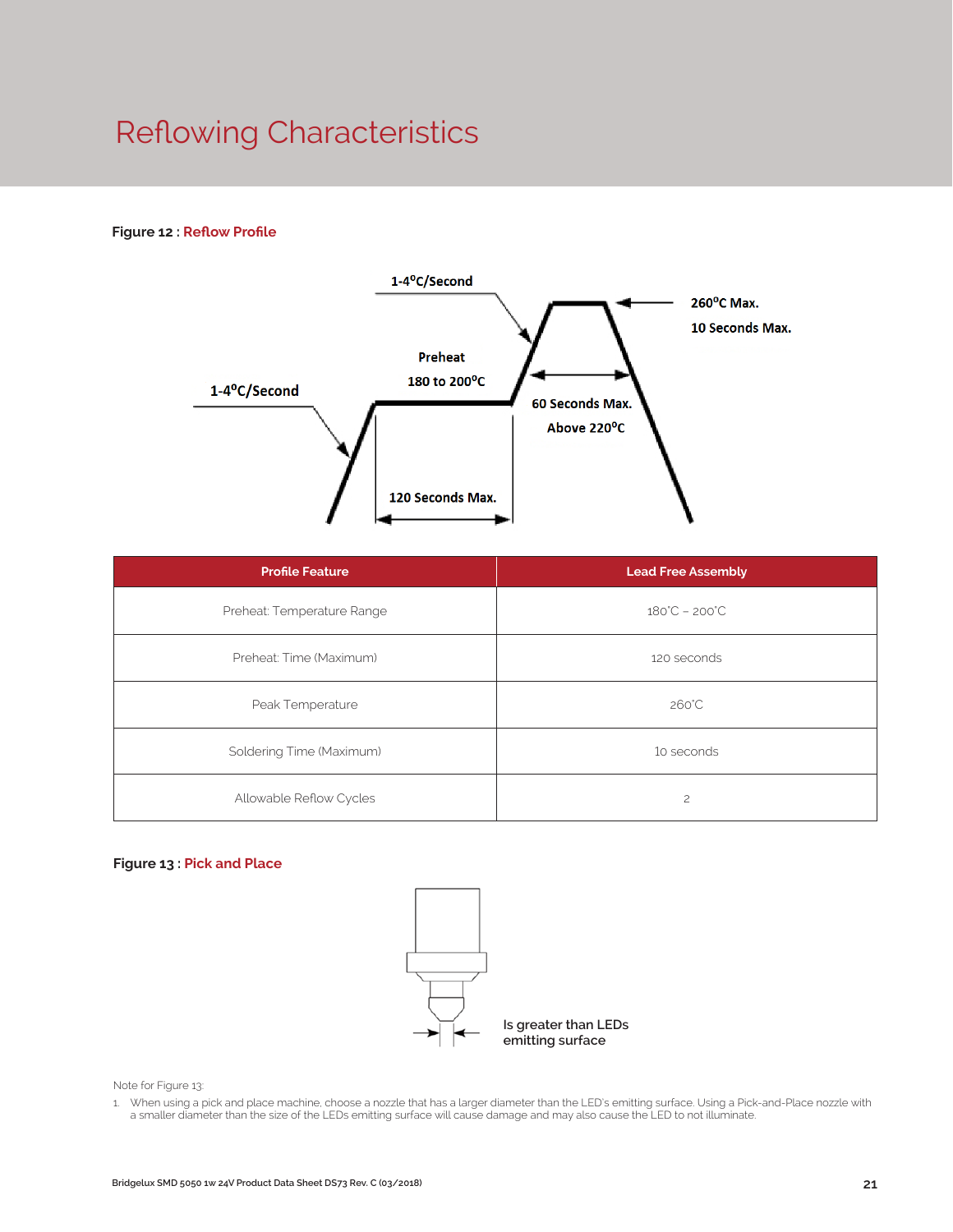# Reflowing Characteristics

**Figure 12 : Reflow Profile**

1-4°C/Second

Preheat

180 to 200°C

1-4°C/Second

260°C Max.

10 Seconds Max.

60 Seconds Max.

Above 220°C

120 Seconds Max.

| Profile Feature | Lead Free Assembly |
|---|---|
| Preheat: Temperature Range | 180˚C – 200˚C |
| Preheat: Time (Maximum) | 120 seconds |
| Peak Temperature | 260˚C |
| Soldering Time (Maximum) | 10 seconds |
| Allowable Reflow Cycles | 2 |

**Figure 13 : Pick and Place**

Is greater than LEDs emitting surface

Note for Figure 13:

1. When using a pick and place machine, choose a nozzle that has a larger diameter than the LED's emitting surface. Using a Pick-and-Place nozzle with a smaller diameter than the size of the LEDs emitting surface will cause damage and may also cause the LED to not illuminate.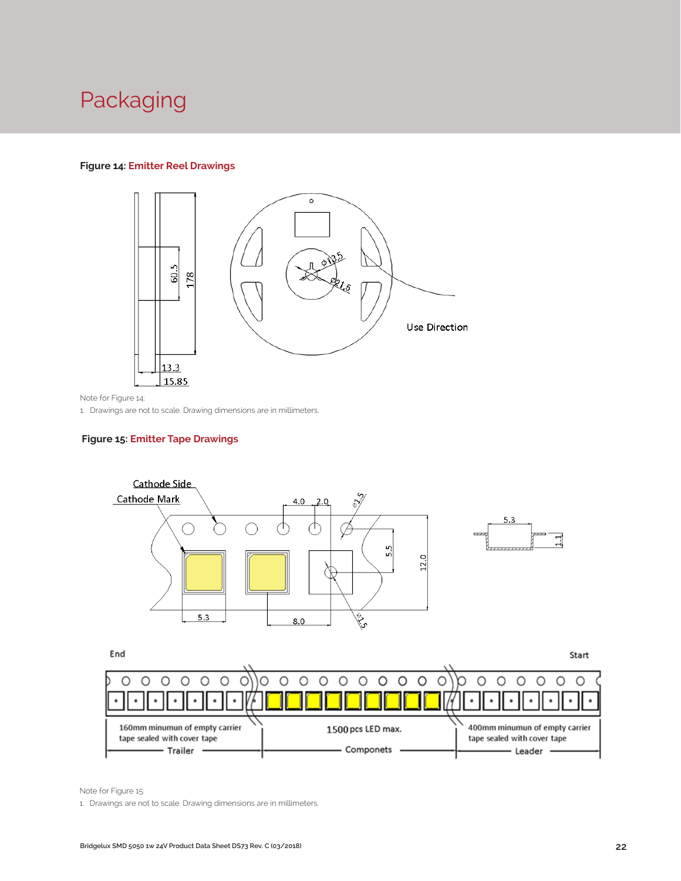# Packaging

**Figure 14:** Emitter Reel Drawings

Note for Figure 14:

1. Drawings are not to scale. Drawing dimensions are in millimeters.

**Figure 15:** Emitter Tape Drawings

Note for Figure 15:

1. Drawings are not to scale. Drawing dimensions are in millimeters.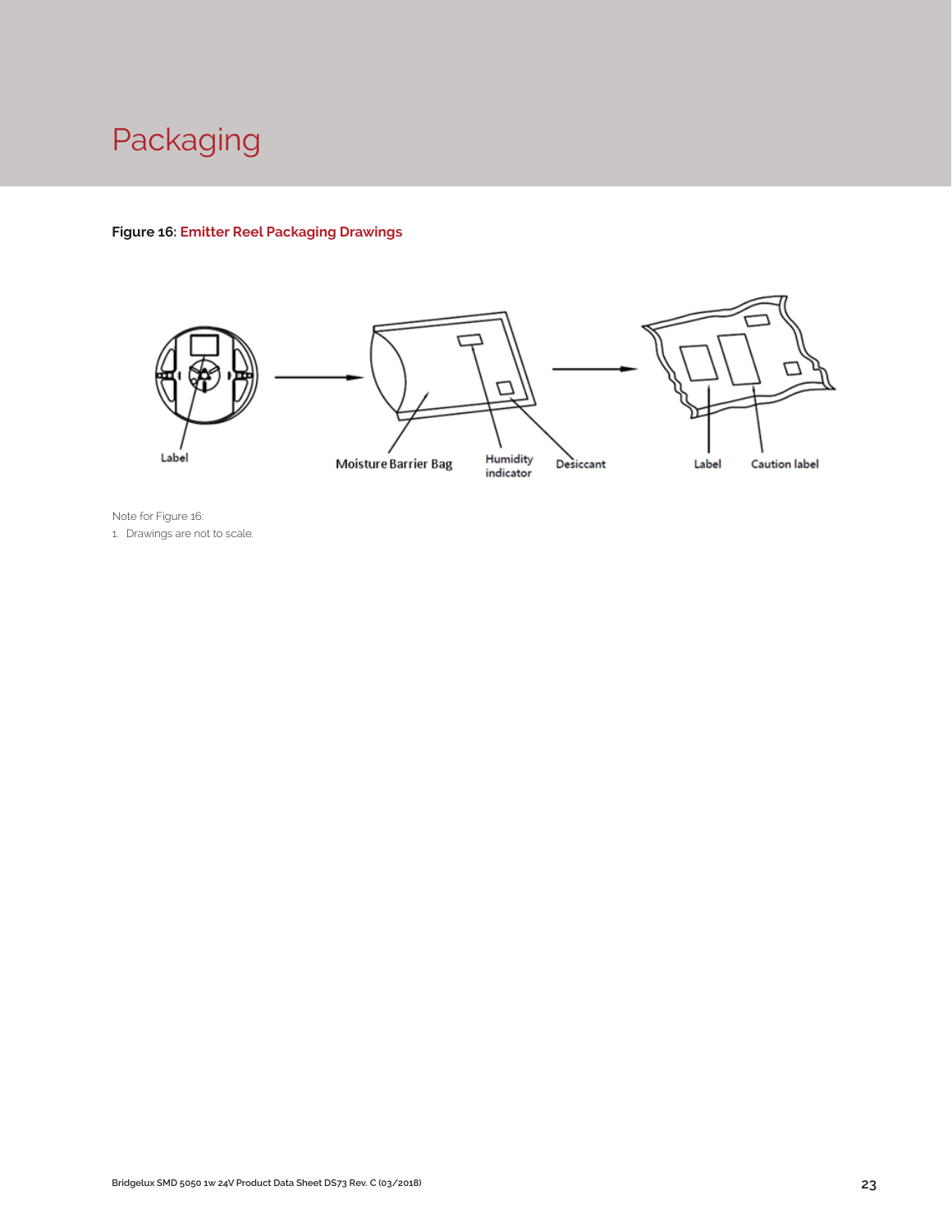# Packaging

**Figure 16: Emitter Reel Packaging Drawings**

Label

Moisture Barrier Bag

Humidity indicator

Desiccant

Label

Caution label

Note for Figure 16:

1. Drawings are not to scale.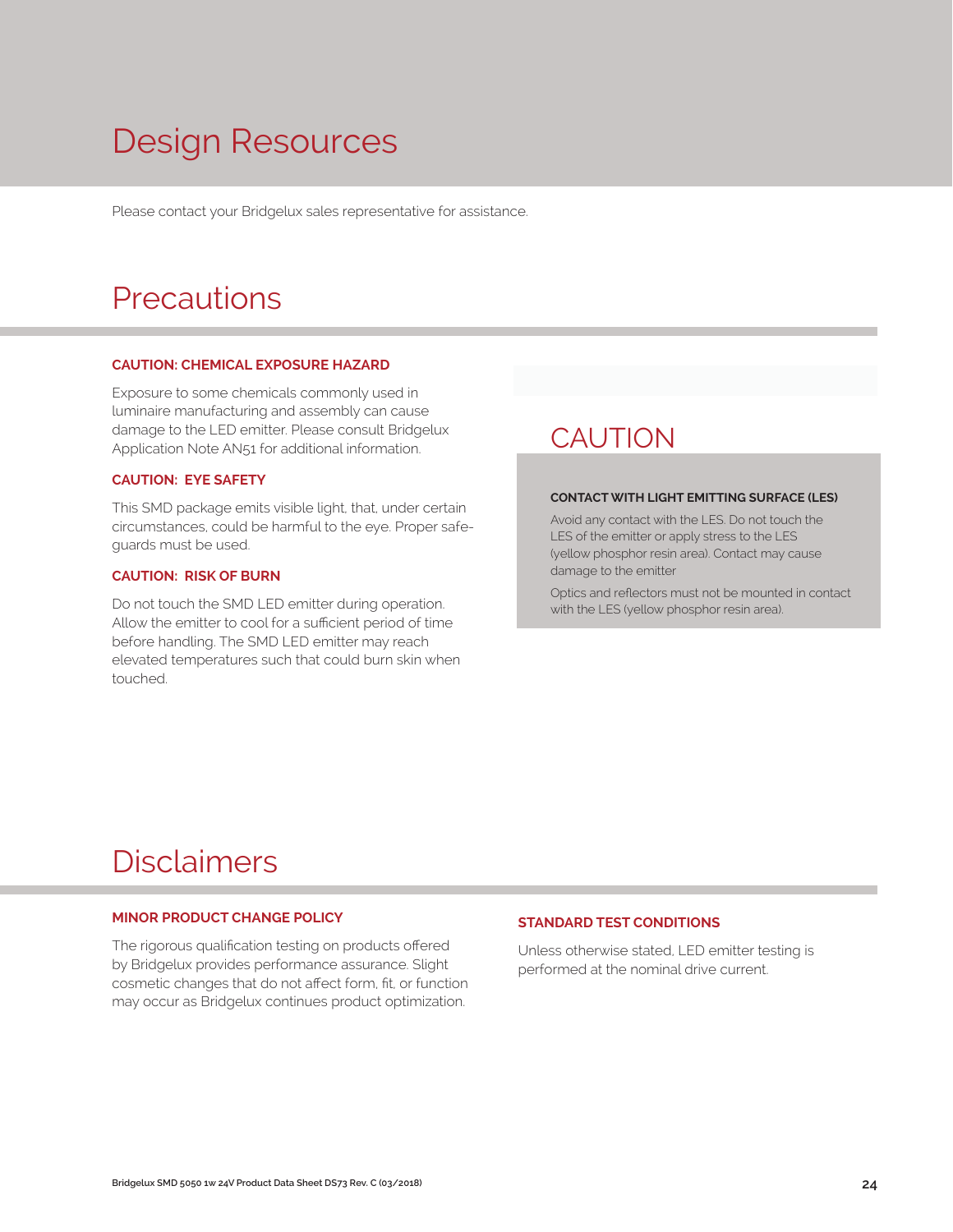# Design Resources

Please contact your Bridgelux sales representative for assistance.

# Precautions

**CAUTION: CHEMICAL EXPOSURE HAZARD**

Exposure to some chemicals commonly used in luminaire manufacturing and assembly can cause damage to the LED emitter. Please consult Bridgelux Application Note AN51 for additional information.

**CAUTION: EYE SAFETY**

This SMD package emits visible light, that, under certain circumstances, could be harmful to the eye. Proper safe-guards must be used.

**CAUTION: RISK OF BURN**

Do not touch the SMD LED emitter during operation. Allow the emitter to cool for a sufficient period of time before handling. The SMD LED emitter may reach elevated temperatures such that could burn skin when touched.

## CAUTION

**CONTACT WITH LIGHT EMITTING SURFACE (LES)**

Avoid any contact with the LES. Do not touch the LES of the emitter or apply stress to the LES (yellow phosphor resin area). Contact may cause damage to the emitter

Optics and reflectors must not be mounted in contact with the LES (yellow phosphor resin area).

# Disclaimers

**MINOR PRODUCT CHANGE POLICY**

The rigorous qualification testing on products offered by Bridgelux provides performance assurance. Slight cosmetic changes that do not affect form, fit, or function may occur as Bridgelux continues product optimization.

**STANDARD TEST CONDITIONS**

Unless otherwise stated, LED emitter testing is performed at the nominal drive current.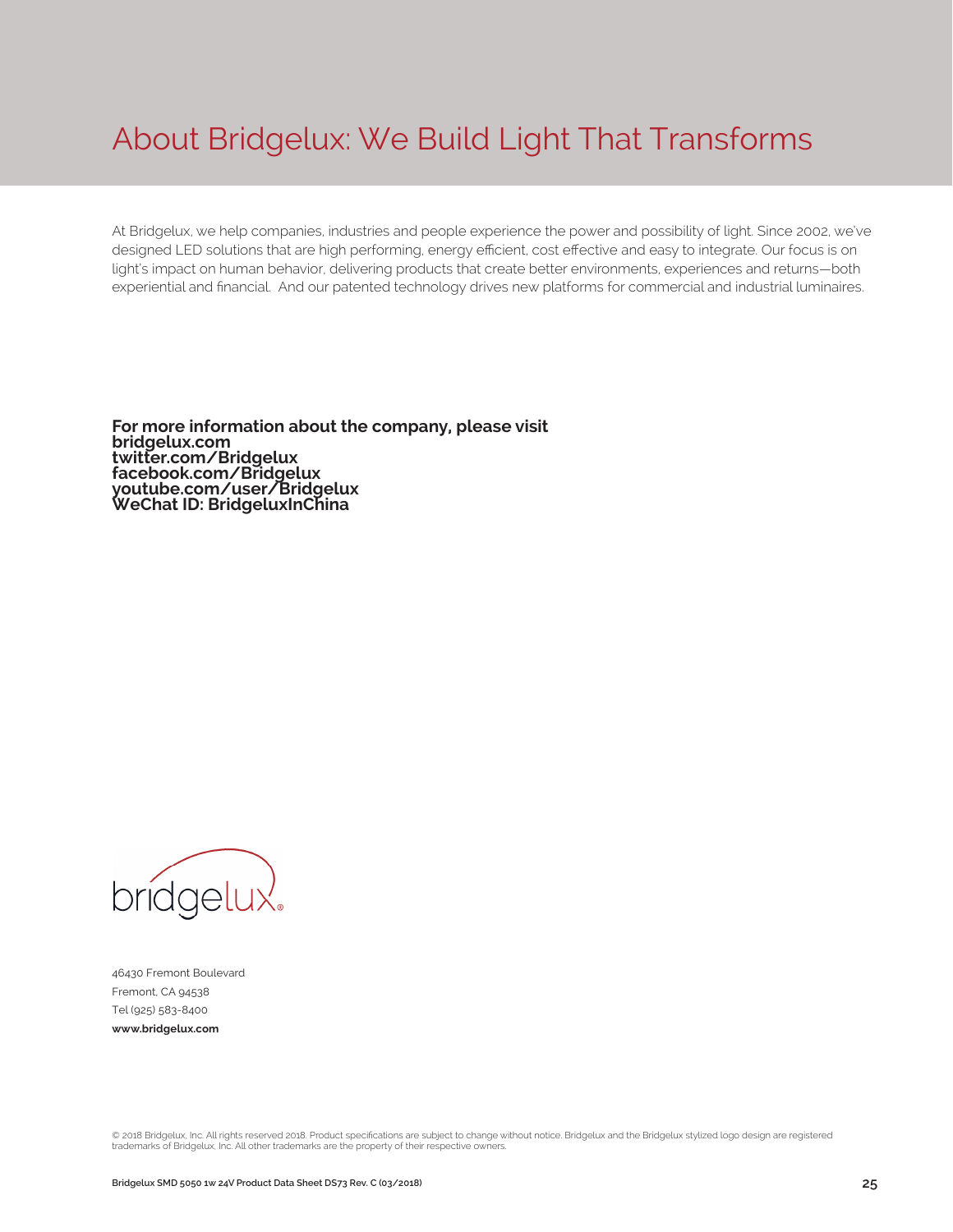# About Bridgelux: We Build Light That Transforms

At Bridgelux, we help companies, industries and people experience the power and possibility of light. Since 2002, we've designed LED solutions that are high performing, energy efficient, cost effective and easy to integrate. Our focus is on light's impact on human behavior, delivering products that create better environments, experiences and returns—both experiential and financial. And our patented technology drives new platforms for commercial and industrial luminaires.

**For more information about the company, please visit**
**bridgelux.com**
**twitter.com/Bridgelux**
**facebook.com/Bridgelux**
**youtube.com/user/Bridgelux**
**WeChat ID: BridgeluxInChina**

46430 Fremont Boulevard
Fremont, CA 94538
Tel (925) 583-8400
**www.bridgelux.com**

© 2018 Bridgelux, Inc. All rights reserved 2018. Product specifications are subject to change without notice. Bridgelux and the Bridgelux stylized logo design are registered trademarks of Bridgelux, Inc. All other trademarks are the property of their respective owners.